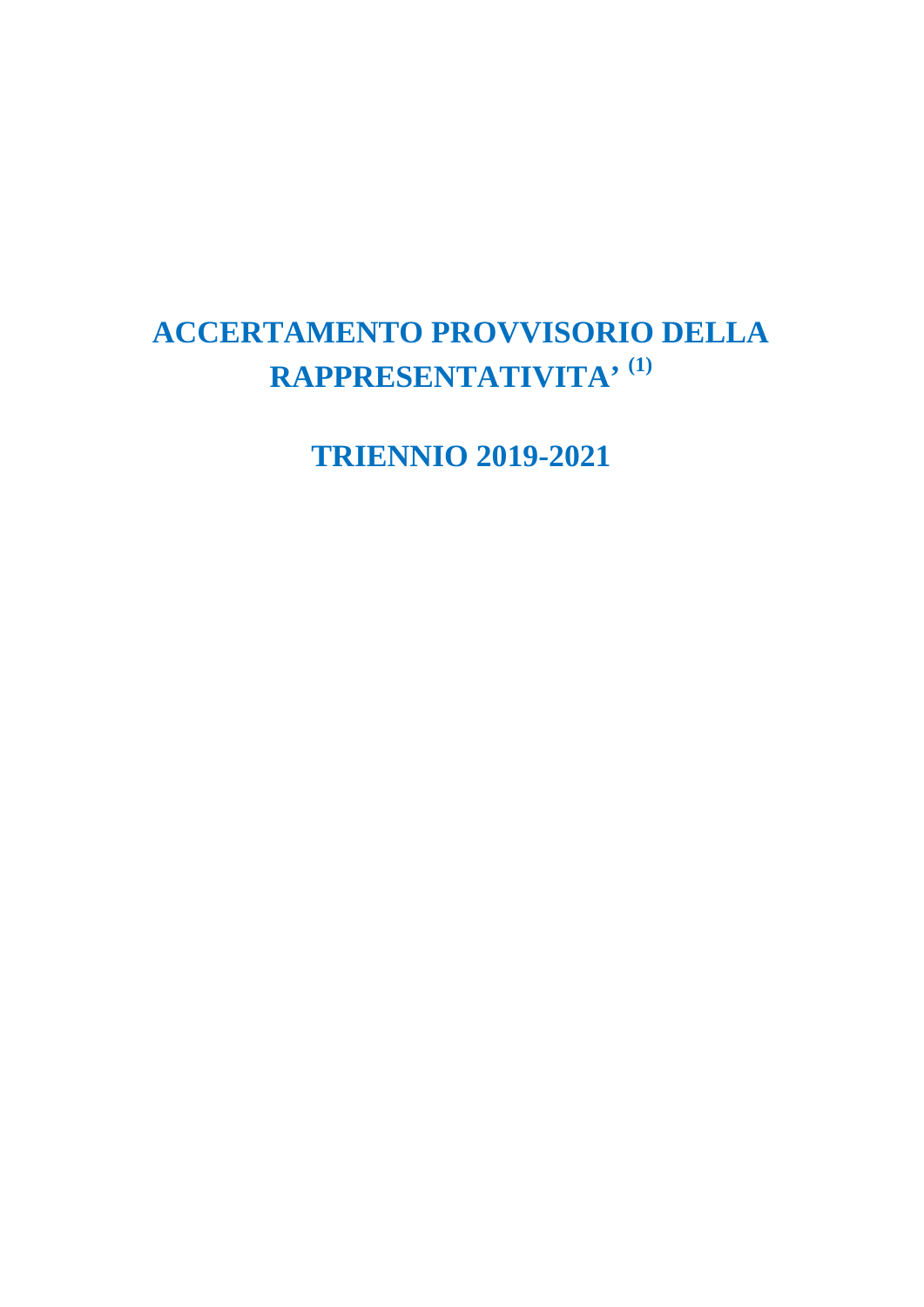# ACCERTAMENTO PROVVISORIO DELLA RAPPRESENTATIVITA’ [(1)]

# TRIENNIO 2019-2021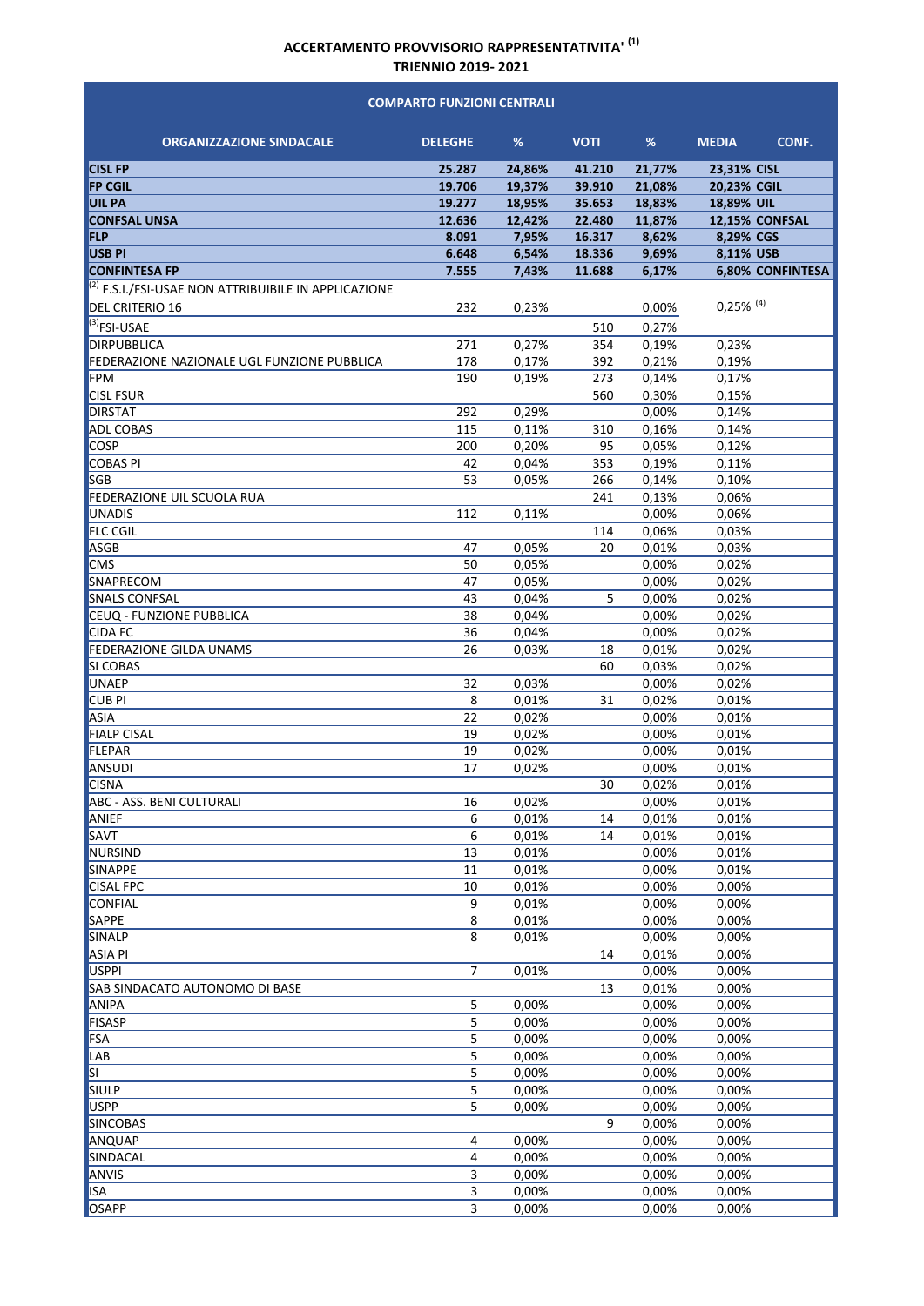**ACCERTAMENTO PROVVISORIO RAPPRESENTATIVITA' [1]**
**TRIENNIO 2019- 2021**

| COMPARTO FUNZIONI CENTRALI | | | | | | |
|---|---|---|---|---|---|---|
| **ORGANIZZAZIONE SINDACALE** | **DELEGHE** | **%** | **VOTI** | **%** | **MEDIA** | **CONF.** |
| **CISL FP** | **25.287** | **24,86%** | **41.210** | **21,77%** | **23,31%** | **CISL** |
| **FP CGIL** | **19.706** | **19,37%** | **39.910** | **21,08%** | **20,23%** | **CGIL** |
| **UIL PA** | **19.277** | **18,95%** | **35.653** | **18,83%** | **18,89%** | **UIL** |
| **CONFSAL UNSA** | **12.636** | **12,42%** | **22.480** | **11,87%** | **12,15%** | **CONFSAL** |
| **FLP** | **8.091** | **7,95%** | **16.317** | **8,62%** | **8,29%** | **CGS** |
| **USB PI** | **6.648** | **6,54%** | **18.336** | **9,69%** | **8,11%** | **USB** |
| **CONFINTESA FP** | **7.555** | **7,43%** | **11.688** | **6,17%** | **6,80%** | **CONFINTESA** |
| [2] F.S.I./FSI-USAE NON ATTRIBUIBILE IN APPLICAZIONE DEL CRITERIO 16 | 232 | 0,23% | | 0,00% | 0,25% [4] | |
| [3]FSI-USAE | | | 510 | 0,27% | | |
| DIRPUBBLICA | 271 | 0,27% | 354 | 0,19% | 0,23% | |
| FEDERAZIONE NAZIONALE UGL FUNZIONE PUBBLICA | 178 | 0,17% | 392 | 0,21% | 0,19% | |
| FPM | 190 | 0,19% | 273 | 0,14% | 0,17% | |
| CISL FSUR | | | 560 | 0,30% | 0,15% | |
| DIRSTAT | 292 | 0,29% | | 0,00% | 0,14% | |
| ADL COBAS | 115 | 0,11% | 310 | 0,16% | 0,14% | |
| COSP | 200 | 0,20% | 95 | 0,05% | 0,12% | |
| COBAS PI | 42 | 0,04% | 353 | 0,19% | 0,11% | |
| SGB | 53 | 0,05% | 266 | 0,14% | 0,10% | |
| FEDERAZIONE UIL SCUOLA RUA | | | 241 | 0,13% | 0,06% | |
| UNADIS | 112 | 0,11% | | 0,00% | 0,06% | |
| FLC CGIL | | | 114 | 0,06% | 0,03% | |
| ASGB | 47 | 0,05% | 20 | 0,01% | 0,03% | |
| CMS | 50 | 0,05% | | 0,00% | 0,02% | |
| SNAPRECOM | 47 | 0,05% | | 0,00% | 0,02% | |
| SNALS CONFSAL | 43 | 0,04% | 5 | 0,00% | 0,02% | |
| CEUQ - FUNZIONE PUBBLICA | 38 | 0,04% | | 0,00% | 0,02% | |
| CIDA FC | 36 | 0,04% | | 0,00% | 0,02% | |
| FEDERAZIONE GILDA UNAMS | 26 | 0,03% | 18 | 0,01% | 0,02% | |
| SI COBAS | | | 60 | 0,03% | 0,02% | |
| UNAEP | 32 | 0,03% | | 0,00% | 0,02% | |
| CUB PI | 8 | 0,01% | 31 | 0,02% | 0,01% | |
| ASIA | 22 | 0,02% | | 0,00% | 0,01% | |
| FIALP CISAL | 19 | 0,02% | | 0,00% | 0,01% | |
| FLEPAR | 19 | 0,02% | | 0,00% | 0,01% | |
| ANSUDI | 17 | 0,02% | | 0,00% | 0,01% | |
| CISNA | | | 30 | 0,02% | 0,01% | |
| ABC - ASS. BENI CULTURALI | 16 | 0,02% | | 0,00% | 0,01% | |
| ANIEF | 6 | 0,01% | 14 | 0,01% | 0,01% | |
| SAVT | 6 | 0,01% | 14 | 0,01% | 0,01% | |
| NURSIND | 13 | 0,01% | | 0,00% | 0,01% | |
| SINAPPE | 11 | 0,01% | | 0,00% | 0,01% | |
| CISAL FPC | 10 | 0,01% | | 0,00% | 0,00% | |
| CONFIAL | 9 | 0,01% | | 0,00% | 0,00% | |
| SAPPE | 8 | 0,01% | | 0,00% | 0,00% | |
| SINALP | 8 | 0,01% | | 0,00% | 0,00% | |
| ASIA PI | | | 14 | 0,01% | 0,00% | |
| USPPI | 7 | 0,01% | | 0,00% | 0,00% | |
| SAB SINDACATO AUTONOMO DI BASE | | | 13 | 0,01% | 0,00% | |
| ANIPA | 5 | 0,00% | | 0,00% | 0,00% | |
| FISASP | 5 | 0,00% | | 0,00% | 0,00% | |
| FSA | 5 | 0,00% | | 0,00% | 0,00% | |
| LAB | 5 | 0,00% | | 0,00% | 0,00% | |
| SI | 5 | 0,00% | | 0,00% | 0,00% | |
| SIULP | 5 | 0,00% | | 0,00% | 0,00% | |
| USPP | 5 | 0,00% | | 0,00% | 0,00% | |
| SINCOBAS | | | 9 | 0,00% | 0,00% | |
| ANQUAP | 4 | 0,00% | | 0,00% | 0,00% | |
| SINDACAL | 4 | 0,00% | | 0,00% | 0,00% | |
| ANVIS | 3 | 0,00% | | 0,00% | 0,00% | |
| ISA | 3 | 0,00% | | 0,00% | 0,00% | |
| OSAPP | 3 | 0,00% | | 0,00% | 0,00% | |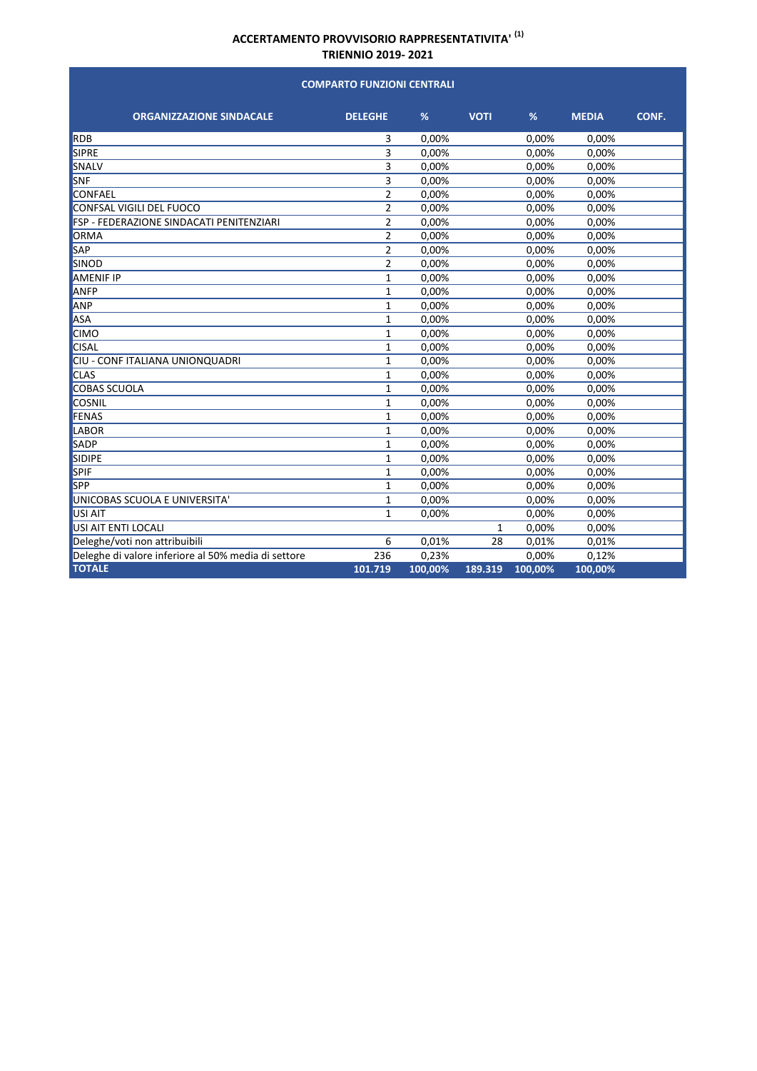**ACCERTAMENTO PROVVISORIO RAPPRESENTATIVITA' [(1)]**
**TRIENNIO 2019- 2021**

| COMPARTO FUNZIONI CENTRALI | | | | | | |
|---|---|---|---|---|---|---|
| **ORGANIZZAZIONE SINDACALE** | **DELEGHE** | **%** | **VOTI** | **%** | **MEDIA** | **CONF.** |
| RDB | 3 | 0,00% | | 0,00% | 0,00% | |
| SIPRE | 3 | 0,00% | | 0,00% | 0,00% | |
| SNALV | 3 | 0,00% | | 0,00% | 0,00% | |
| SNF | 3 | 0,00% | | 0,00% | 0,00% | |
| CONFAEL | 2 | 0,00% | | 0,00% | 0,00% | |
| CONFSAL VIGILI DEL FUOCO | 2 | 0,00% | | 0,00% | 0,00% | |
| FSP - FEDERAZIONE SINDACATI PENITENZIARI | 2 | 0,00% | | 0,00% | 0,00% | |
| ORMA | 2 | 0,00% | | 0,00% | 0,00% | |
| SAP | 2 | 0,00% | | 0,00% | 0,00% | |
| SINOD | 2 | 0,00% | | 0,00% | 0,00% | |
| AMENIF IP | 1 | 0,00% | | 0,00% | 0,00% | |
| ANFP | 1 | 0,00% | | 0,00% | 0,00% | |
| ANP | 1 | 0,00% | | 0,00% | 0,00% | |
| ASA | 1 | 0,00% | | 0,00% | 0,00% | |
| CIMO | 1 | 0,00% | | 0,00% | 0,00% | |
| CISAL | 1 | 0,00% | | 0,00% | 0,00% | |
| CIU - CONF ITALIANA UNIONQUADRI | 1 | 0,00% | | 0,00% | 0,00% | |
| CLAS | 1 | 0,00% | | 0,00% | 0,00% | |
| COBAS SCUOLA | 1 | 0,00% | | 0,00% | 0,00% | |
| COSNIL | 1 | 0,00% | | 0,00% | 0,00% | |
| FENAS | 1 | 0,00% | | 0,00% | 0,00% | |
| LABOR | 1 | 0,00% | | 0,00% | 0,00% | |
| SADP | 1 | 0,00% | | 0,00% | 0,00% | |
| SIDIPE | 1 | 0,00% | | 0,00% | 0,00% | |
| SPIF | 1 | 0,00% | | 0,00% | 0,00% | |
| SPP | 1 | 0,00% | | 0,00% | 0,00% | |
| UNICOBAS SCUOLA E UNIVERSITA' | 1 | 0,00% | | 0,00% | 0,00% | |
| USI AIT | 1 | 0,00% | | 0,00% | 0,00% | |
| USI AIT ENTI LOCALI | | | 1 | 0,00% | 0,00% | |
| Deleghe/voti non attribuibili | 6 | 0,01% | 28 | 0,01% | 0,01% | |
| Deleghe di valore inferiore al 50% media di settore | 236 | 0,23% | | 0,00% | 0,12% | |
| **TOTALE** | **101.719** | **100,00%** | **189.319** | **100,00%** | **100,00%** | |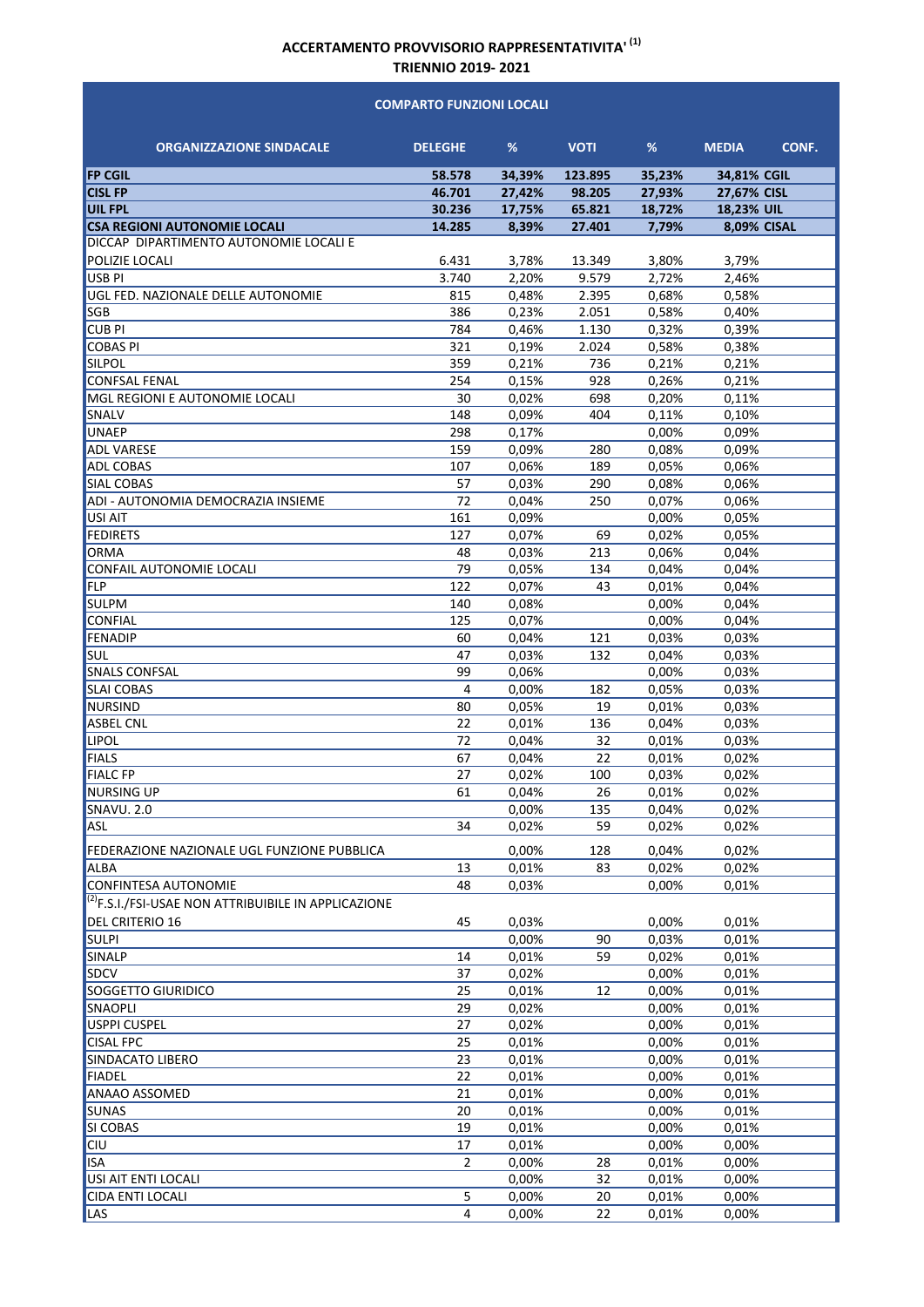# ACCERTAMENTO PROVVISORIO RAPPRESENTATIVITA' [1]

## TRIENNIO 2019- 2021

| COMPARTO FUNZIONI LOCALI | | | | | | |
|---|---|---|---|---|---|---|
| **ORGANIZZAZIONE SINDACALE** | **DELEGHE** | **%** | **VOTI** | **%** | **MEDIA** | **CONF.** |
| **FP CGIL** | **58.578** | **34,39%** | **123.895** | **35,23%** | **34,81%** | **CGIL** |
| **CISL FP** | **46.701** | **27,42%** | **98.205** | **27,93%** | **27,67%** | **CISL** |
| **UIL FPL** | **30.236** | **17,75%** | **65.821** | **18,72%** | **18,23%** | **UIL** |
| **CSA REGIONI AUTONOMIE LOCALI** | **14.285** | **8,39%** | **27.401** | **7,79%** | **8,09%** | **CISAL** |
| DICCAP DIPARTIMENTO AUTONOMIE LOCALI E POLIZIE LOCALI | 6.431 | 3,78% | 13.349 | 3,80% | 3,79% | |
| USB PI | 3.740 | 2,20% | 9.579 | 2,72% | 2,46% | |
| UGL FED. NAZIONALE DELLE AUTONOMIE | 815 | 0,48% | 2.395 | 0,68% | 0,58% | |
| SGB | 386 | 0,23% | 2.051 | 0,58% | 0,40% | |
| CUB PI | 784 | 0,46% | 1.130 | 0,32% | 0,39% | |
| COBAS PI | 321 | 0,19% | 2.024 | 0,58% | 0,38% | |
| SILPOL | 359 | 0,21% | 736 | 0,21% | 0,21% | |
| CONFSAL FENAL | 254 | 0,15% | 928 | 0,26% | 0,21% | |
| MGL REGIONI E AUTONOMIE LOCALI | 30 | 0,02% | 698 | 0,20% | 0,11% | |
| SNALV | 148 | 0,09% | 404 | 0,11% | 0,10% | |
| UNAEP | 298 | 0,17% | | 0,00% | 0,09% | |
| ADL VARESE | 159 | 0,09% | 280 | 0,08% | 0,09% | |
| ADL COBAS | 107 | 0,06% | 189 | 0,05% | 0,06% | |
| SIAL COBAS | 57 | 0,03% | 290 | 0,08% | 0,06% | |
| ADI - AUTONOMIA DEMOCRAZIA INSIEME | 72 | 0,04% | 250 | 0,07% | 0,06% | |
| USI AIT | 161 | 0,09% | | 0,00% | 0,05% | |
| FEDIRETS | 127 | 0,07% | 69 | 0,02% | 0,05% | |
| ORMA | 48 | 0,03% | 213 | 0,06% | 0,04% | |
| CONFAIL AUTONOMIE LOCALI | 79 | 0,05% | 134 | 0,04% | 0,04% | |
| FLP | 122 | 0,07% | 43 | 0,01% | 0,04% | |
| SULPM | 140 | 0,08% | | 0,00% | 0,04% | |
| CONFIAL | 125 | 0,07% | | 0,00% | 0,04% | |
| FENADIP | 60 | 0,04% | 121 | 0,03% | 0,03% | |
| SUL | 47 | 0,03% | 132 | 0,04% | 0,03% | |
| SNALS CONFSAL | 99 | 0,06% | | 0,00% | 0,03% | |
| SLAI COBAS | 4 | 0,00% | 182 | 0,05% | 0,03% | |
| NURSIND | 80 | 0,05% | 19 | 0,01% | 0,03% | |
| ASBEL CNL | 22 | 0,01% | 136 | 0,04% | 0,03% | |
| LIPOL | 72 | 0,04% | 32 | 0,01% | 0,03% | |
| FIALS | 67 | 0,04% | 22 | 0,01% | 0,02% | |
| FIALC FP | 27 | 0,02% | 100 | 0,03% | 0,02% | |
| NURSING UP | 61 | 0,04% | 26 | 0,01% | 0,02% | |
| SNAVU. 2.0 | | 0,00% | 135 | 0,04% | 0,02% | |
| ASL | 34 | 0,02% | 59 | 0,02% | 0,02% | |
| FEDERAZIONE NAZIONALE UGL FUNZIONE PUBBLICA | | 0,00% | 128 | 0,04% | 0,02% | |
| ALBA | 13 | 0,01% | 83 | 0,02% | 0,02% | |
| CONFINTESA AUTONOMIE | 48 | 0,03% | | 0,00% | 0,01% | |
| [2]F.S.I./FSI-USAE NON ATTRIBUIBILE IN APPLICAZIONE DEL CRITERIO 16 | 45 | 0,03% | | 0,00% | 0,01% | |
| SULPI | | 0,00% | 90 | 0,03% | 0,01% | |
| SINALP | 14 | 0,01% | 59 | 0,02% | 0,01% | |
| SDCV | 37 | 0,02% | | 0,00% | 0,01% | |
| SOGGETTO GIURIDICO | 25 | 0,01% | 12 | 0,00% | 0,01% | |
| SNAOPLI | 29 | 0,02% | | 0,00% | 0,01% | |
| USPPI CUSPEL | 27 | 0,02% | | 0,00% | 0,01% | |
| CISAL FPC | 25 | 0,01% | | 0,00% | 0,01% | |
| SINDACATO LIBERO | 23 | 0,01% | | 0,00% | 0,01% | |
| FIADEL | 22 | 0,01% | | 0,00% | 0,01% | |
| ANAAO ASSOMED | 21 | 0,01% | | 0,00% | 0,01% | |
| SUNAS | 20 | 0,01% | | 0,00% | 0,01% | |
| SI COBAS | 19 | 0,01% | | 0,00% | 0,01% | |
| CIU | 17 | 0,01% | | 0,00% | 0,00% | |
| ISA | 2 | 0,00% | 28 | 0,01% | 0,00% | |
| USI AIT ENTI LOCALI | | 0,00% | 32 | 0,01% | 0,00% | |
| CIDA ENTI LOCALI | 5 | 0,00% | 20 | 0,01% | 0,00% | |
| LAS | 4 | 0,00% | 22 | 0,01% | 0,00% | |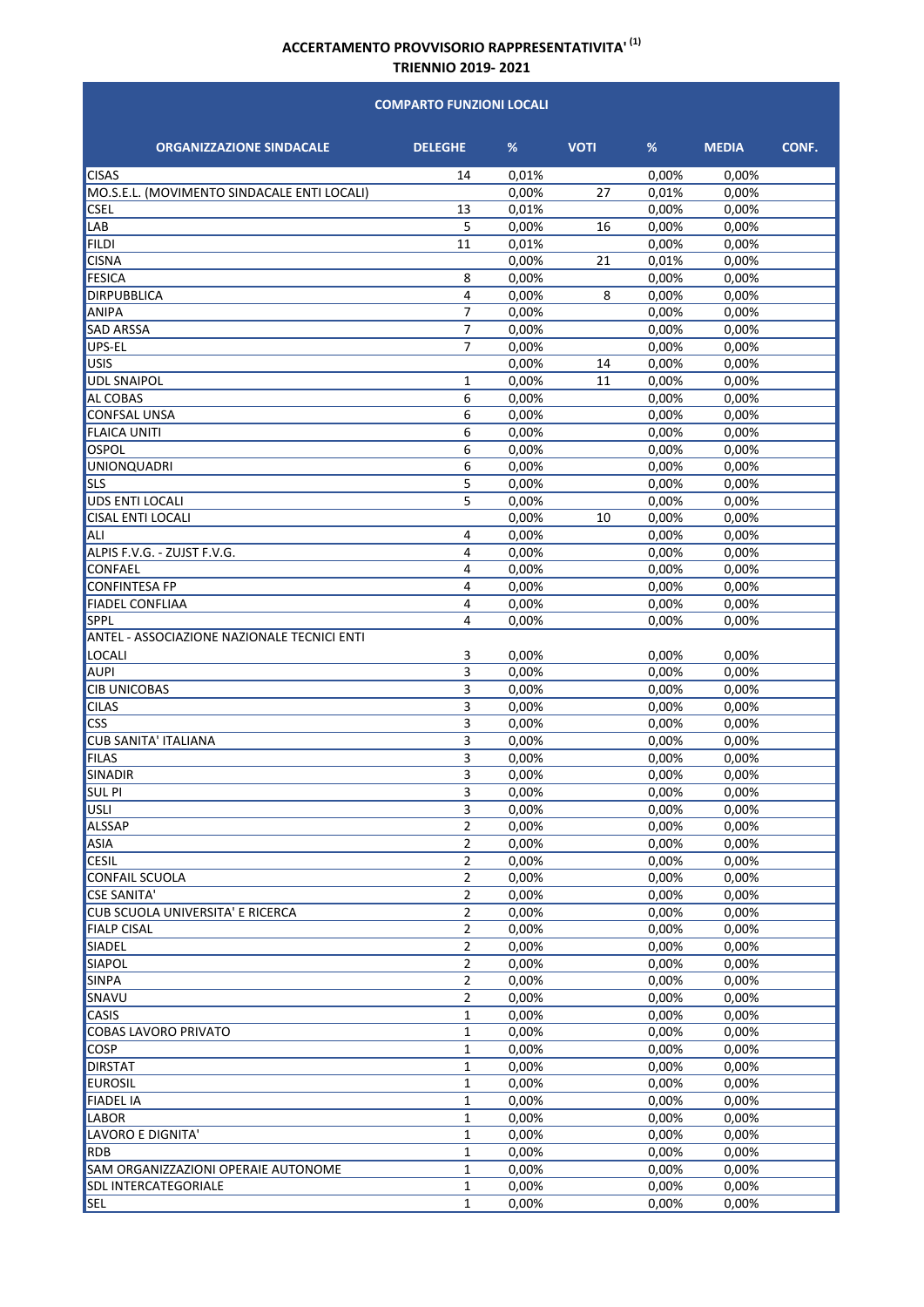**ACCERTAMENTO PROVVISORIO RAPPRESENTATIVITA' [(1)]**

**TRIENNIO 2019- 2021**

| COMPARTO FUNZIONI LOCALI | | | | | | |
|---|---|---|---|---|---|---|
| **ORGANIZZAZIONE SINDACALE** | **DELEGHE** | **%** | **VOTI** | **%** | **MEDIA** | **CONF.** |
| CISAS | 14 | 0,01% | | 0,00% | 0,00% | |
| MO.S.E.L. (MOVIMENTO SINDACALE ENTI LOCALI) | | 0,00% | 27 | 0,01% | 0,00% | |
| CSEL | 13 | 0,01% | | 0,00% | 0,00% | |
| LAB | 5 | 0,00% | 16 | 0,00% | 0,00% | |
| FILDI | 11 | 0,01% | | 0,00% | 0,00% | |
| CISNA | | 0,00% | 21 | 0,01% | 0,00% | |
| FESICA | 8 | 0,00% | | 0,00% | 0,00% | |
| DIRPUBBLICA | 4 | 0,00% | 8 | 0,00% | 0,00% | |
| ANIPA | 7 | 0,00% | | 0,00% | 0,00% | |
| SAD ARSSA | 7 | 0,00% | | 0,00% | 0,00% | |
| UPS-EL | 7 | 0,00% | | 0,00% | 0,00% | |
| USIS | | 0,00% | 14 | 0,00% | 0,00% | |
| UDL SNAIPOL | 1 | 0,00% | 11 | 0,00% | 0,00% | |
| AL COBAS | 6 | 0,00% | | 0,00% | 0,00% | |
| CONFSAL UNSA | 6 | 0,00% | | 0,00% | 0,00% | |
| FLAICA UNITI | 6 | 0,00% | | 0,00% | 0,00% | |
| OSPOL | 6 | 0,00% | | 0,00% | 0,00% | |
| UNIONQUADRI | 6 | 0,00% | | 0,00% | 0,00% | |
| SLS | 5 | 0,00% | | 0,00% | 0,00% | |
| UDS ENTI LOCALI | 5 | 0,00% | | 0,00% | 0,00% | |
| CISAL ENTI LOCALI | | 0,00% | 10 | 0,00% | 0,00% | |
| ALI | 4 | 0,00% | | 0,00% | 0,00% | |
| ALPIS F.V.G. - ZUJST F.V.G. | 4 | 0,00% | | 0,00% | 0,00% | |
| CONFAEL | 4 | 0,00% | | 0,00% | 0,00% | |
| CONFINTESA FP | 4 | 0,00% | | 0,00% | 0,00% | |
| FIADEL CONFLIAA | 4 | 0,00% | | 0,00% | 0,00% | |
| SPPL | 4 | 0,00% | | 0,00% | 0,00% | |
| ANTEL - ASSOCIAZIONE NAZIONALE TECNICI ENTI LOCALI | 3 | 0,00% | | 0,00% | 0,00% | |
| AUPI | 3 | 0,00% | | 0,00% | 0,00% | |
| CIB UNICOBAS | 3 | 0,00% | | 0,00% | 0,00% | |
| CILAS | 3 | 0,00% | | 0,00% | 0,00% | |
| CSS | 3 | 0,00% | | 0,00% | 0,00% | |
| CUB SANITA' ITALIANA | 3 | 0,00% | | 0,00% | 0,00% | |
| FILAS | 3 | 0,00% | | 0,00% | 0,00% | |
| SINADIR | 3 | 0,00% | | 0,00% | 0,00% | |
| SUL PI | 3 | 0,00% | | 0,00% | 0,00% | |
| USLI | 3 | 0,00% | | 0,00% | 0,00% | |
| ALSSAP | 2 | 0,00% | | 0,00% | 0,00% | |
| ASIA | 2 | 0,00% | | 0,00% | 0,00% | |
| CESIL | 2 | 0,00% | | 0,00% | 0,00% | |
| CONFAIL SCUOLA | 2 | 0,00% | | 0,00% | 0,00% | |
| CSE SANITA' | 2 | 0,00% | | 0,00% | 0,00% | |
| CUB SCUOLA UNIVERSITA' E RICERCA | 2 | 0,00% | | 0,00% | 0,00% | |
| FIALP CISAL | 2 | 0,00% | | 0,00% | 0,00% | |
| SIADEL | 2 | 0,00% | | 0,00% | 0,00% | |
| SIAPOL | 2 | 0,00% | | 0,00% | 0,00% | |
| SINPA | 2 | 0,00% | | 0,00% | 0,00% | |
| SNAVU | 2 | 0,00% | | 0,00% | 0,00% | |
| CASIS | 1 | 0,00% | | 0,00% | 0,00% | |
| COBAS LAVORO PRIVATO | 1 | 0,00% | | 0,00% | 0,00% | |
| COSP | 1 | 0,00% | | 0,00% | 0,00% | |
| DIRSTAT | 1 | 0,00% | | 0,00% | 0,00% | |
| EUROSIL | 1 | 0,00% | | 0,00% | 0,00% | |
| FIADEL IA | 1 | 0,00% | | 0,00% | 0,00% | |
| LABOR | 1 | 0,00% | | 0,00% | 0,00% | |
| LAVORO E DIGNITA' | 1 | 0,00% | | 0,00% | 0,00% | |
| RDB | 1 | 0,00% | | 0,00% | 0,00% | |
| SAM ORGANIZZAZIONI OPERAIE AUTONOME | 1 | 0,00% | | 0,00% | 0,00% | |
| SDL INTERCATEGORIALE | 1 | 0,00% | | 0,00% | 0,00% | |
| SEL | 1 | 0,00% | | 0,00% | 0,00% | |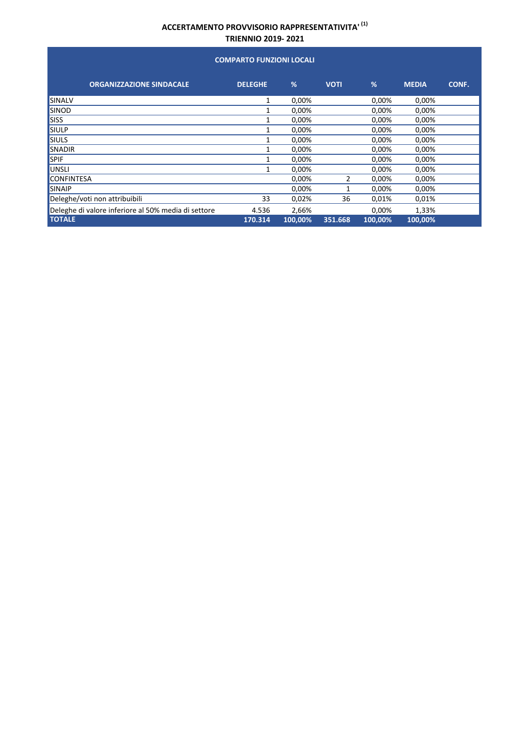# ACCERTAMENTO PROVVISORIO RAPPRESENTATIVITA' [1]
## TRIENNIO 2019- 2021

| COMPARTO FUNZIONI LOCALI | | | | | | |
|---|---|---|---|---|---|---|
| **ORGANIZZAZIONE SINDACALE** | **DELEGHE** | **%** | **VOTI** | **%** | **MEDIA** | **CONF.** |
| SINALV | 1 | 0,00% | | 0,00% | 0,00% | |
| SINOD | 1 | 0,00% | | 0,00% | 0,00% | |
| SISS | 1 | 0,00% | | 0,00% | 0,00% | |
| SIULP | 1 | 0,00% | | 0,00% | 0,00% | |
| SIULS | 1 | 0,00% | | 0,00% | 0,00% | |
| SNADIR | 1 | 0,00% | | 0,00% | 0,00% | |
| SPIF | 1 | 0,00% | | 0,00% | 0,00% | |
| UNSLI | 1 | 0,00% | | 0,00% | 0,00% | |
| CONFINTESA | | 0,00% | 2 | 0,00% | 0,00% | |
| SINAIP | | 0,00% | 1 | 0,00% | 0,00% | |
| Deleghe/voti non attribuibili | 33 | 0,02% | 36 | 0,01% | 0,01% | |
| Deleghe di valore inferiore al 50% media di settore | 4.536 | 2,66% | | 0,00% | 1,33% | |
| **TOTALE** | **170.314** | **100,00%** | **351.668** | **100,00%** | **100,00%** | |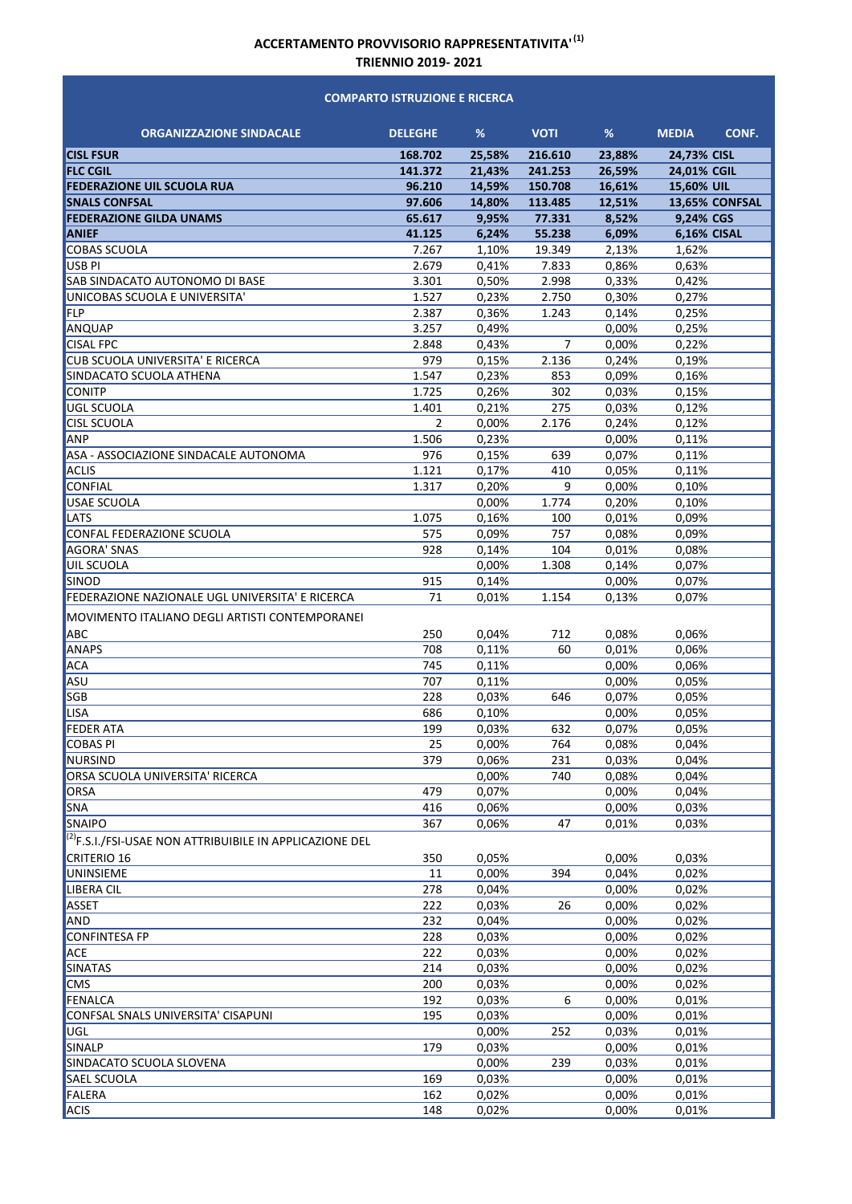**ACCERTAMENTO PROVVISORIO RAPPRESENTATIVITA'** [(1)]
**TRIENNIO 2019- 2021**

**COMPARTO ISTRUZIONE E RICERCA**

| ORGANIZZAZIONE SINDACALE | DELEGHE | % | VOTI | % | MEDIA | CONF. |
|---|---|---|---|---|---|---|
| **CISL FSUR** | **168.702** | **25,58%** | **216.610** | **23,88%** | **24,73%** | **CISL** |
| **FLC CGIL** | **141.372** | **21,43%** | **241.253** | **26,59%** | **24,01%** | **CGIL** |
| **FEDERAZIONE UIL SCUOLA RUA** | **96.210** | **14,59%** | **150.708** | **16,61%** | **15,60%** | **UIL** |
| **SNALS CONFSAL** | **97.606** | **14,80%** | **113.485** | **12,51%** | **13,65%** | **CONFSAL** |
| **FEDERAZIONE GILDA UNAMS** | **65.617** | **9,95%** | **77.331** | **8,52%** | **9,24%** | **CGS** |
| **ANIEF** | **41.125** | **6,24%** | **55.238** | **6,09%** | **6,16%** | **CISAL** |
| COBAS SCUOLA | 7.267 | 1,10% | 19.349 | 2,13% | 1,62% | |
| USB PI | 2.679 | 0,41% | 7.833 | 0,86% | 0,63% | |
| SAB SINDACATO AUTONOMO DI BASE | 3.301 | 0,50% | 2.998 | 0,33% | 0,42% | |
| UNICOBAS SCUOLA E UNIVERSITA' | 1.527 | 0,23% | 2.750 | 0,30% | 0,27% | |
| FLP | 2.387 | 0,36% | 1.243 | 0,14% | 0,25% | |
| ANQUAP | 3.257 | 0,49% | | 0,00% | 0,25% | |
| CISAL FPC | 2.848 | 0,43% | 7 | 0,00% | 0,22% | |
| CUB SCUOLA UNIVERSITA' E RICERCA | 979 | 0,15% | 2.136 | 0,24% | 0,19% | |
| SINDACATO SCUOLA ATHENA | 1.547 | 0,23% | 853 | 0,09% | 0,16% | |
| CONITP | 1.725 | 0,26% | 302 | 0,03% | 0,15% | |
| UGL SCUOLA | 1.401 | 0,21% | 275 | 0,03% | 0,12% | |
| CISL SCUOLA | 2 | 0,00% | 2.176 | 0,24% | 0,12% | |
| ANP | 1.506 | 0,23% | | 0,00% | 0,11% | |
| ASA - ASSOCIAZIONE SINDACALE AUTONOMA | 976 | 0,15% | 639 | 0,07% | 0,11% | |
| ACLIS | 1.121 | 0,17% | 410 | 0,05% | 0,11% | |
| CONFIAL | 1.317 | 0,20% | 9 | 0,00% | 0,10% | |
| USAE SCUOLA | | 0,00% | 1.774 | 0,20% | 0,10% | |
| LATS | 1.075 | 0,16% | 100 | 0,01% | 0,09% | |
| CONFAL FEDERAZIONE SCUOLA | 575 | 0,09% | 757 | 0,08% | 0,09% | |
| AGORA' SNAS | 928 | 0,14% | 104 | 0,01% | 0,08% | |
| UIL SCUOLA | | 0,00% | 1.308 | 0,14% | 0,07% | |
| SINOD | 915 | 0,14% | | 0,00% | 0,07% | |
| FEDERAZIONE NAZIONALE UGL UNIVERSITA' E RICERCA | 71 | 0,01% | 1.154 | 0,13% | 0,07% | |
| MOVIMENTO ITALIANO DEGLI ARTISTI CONTEMPORANEI ABC | 250 | 0,04% | 712 | 0,08% | 0,06% | |
| ANAPS | 708 | 0,11% | 60 | 0,01% | 0,06% | |
| ACA | 745 | 0,11% | | 0,00% | 0,06% | |
| ASU | 707 | 0,11% | | 0,00% | 0,05% | |
| SGB | 228 | 0,03% | 646 | 0,07% | 0,05% | |
| LISA | 686 | 0,10% | | 0,00% | 0,05% | |
| FEDER ATA | 199 | 0,03% | 632 | 0,07% | 0,05% | |
| COBAS PI | 25 | 0,00% | 764 | 0,08% | 0,04% | |
| NURSIND | 379 | 0,06% | 231 | 0,03% | 0,04% | |
| ORSA SCUOLA UNIVERSITA' RICERCA | | 0,00% | 740 | 0,08% | 0,04% | |
| ORSA | 479 | 0,07% | | 0,00% | 0,04% | |
| SNA | 416 | 0,06% | | 0,00% | 0,03% | |
| SNAIPO | 367 | 0,06% | 47 | 0,01% | 0,03% | |
| [(2)]F.S.I./FSI-USAE NON ATTRIBUIBILE IN APPLICAZIONE DEL CRITERIO 16 | 350 | 0,05% | | 0,00% | 0,03% | |
| UNINSIEME | 11 | 0,00% | 394 | 0,04% | 0,02% | |
| LIBERA CIL | 278 | 0,04% | | 0,00% | 0,02% | |
| ASSET | 222 | 0,03% | 26 | 0,00% | 0,02% | |
| AND | 232 | 0,04% | | 0,00% | 0,02% | |
| CONFINTESA FP | 228 | 0,03% | | 0,00% | 0,02% | |
| ACE | 222 | 0,03% | | 0,00% | 0,02% | |
| SINATAS | 214 | 0,03% | | 0,00% | 0,02% | |
| CMS | 200 | 0,03% | | 0,00% | 0,02% | |
| FENALCA | 192 | 0,03% | 6 | 0,00% | 0,01% | |
| CONFSAL SNALS UNIVERSITA' CISAPUNI | 195 | 0,03% | | 0,00% | 0,01% | |
| UGL | | 0,00% | 252 | 0,03% | 0,01% | |
| SINALP | 179 | 0,03% | | 0,00% | 0,01% | |
| SINDACATO SCUOLA SLOVENA | | 0,00% | 239 | 0,03% | 0,01% | |
| SAEL SCUOLA | 169 | 0,03% | | 0,00% | 0,01% | |
| FALERA | 162 | 0,02% | | 0,00% | 0,01% | |
| ACIS | 148 | 0,02% | | 0,00% | 0,01% | |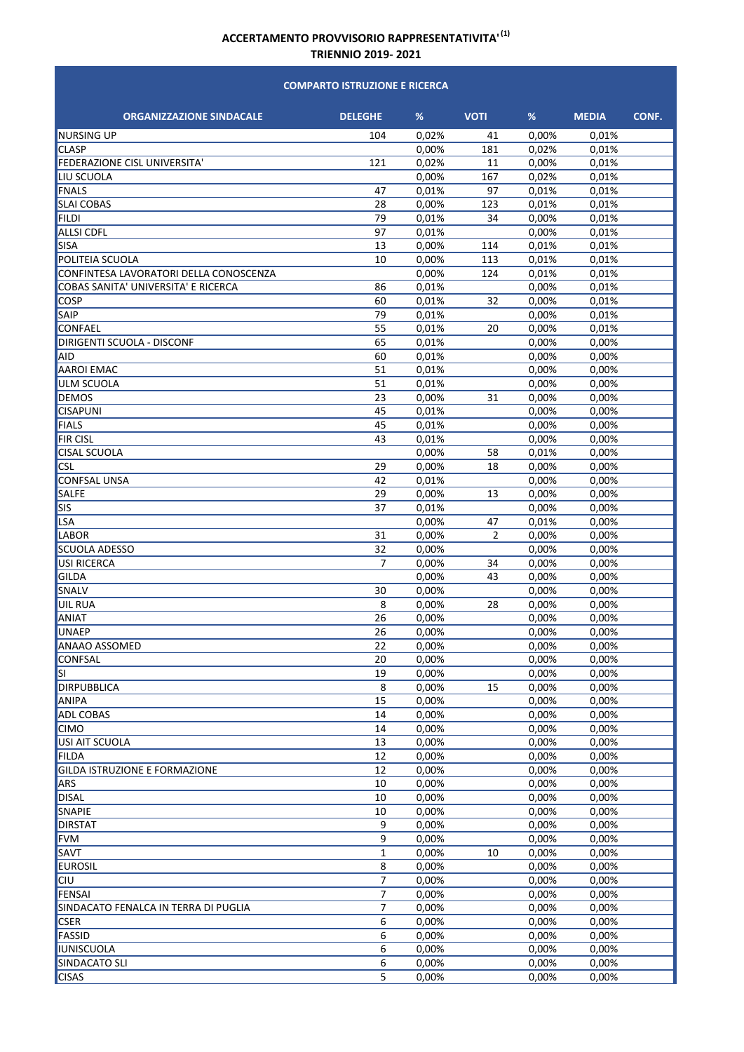**ACCERTAMENTO PROVVISORIO RAPPRESENTATIVITA'** [(1)]

**TRIENNIO 2019- 2021**

**COMPARTO ISTRUZIONE E RICERCA**

| ORGANIZZAZIONE SINDACALE | DELEGHE | % | VOTI | % | MEDIA | CONF. |
|---|---|---|---|---|---|---|
| NURSING UP | 104 | 0,02% | 41 | 0,00% | 0,01% | |
| CLASP | | 0,00% | 181 | 0,02% | 0,01% | |
| FEDERAZIONE CISL UNIVERSITA' | 121 | 0,02% | 11 | 0,00% | 0,01% | |
| LIU SCUOLA | | 0,00% | 167 | 0,02% | 0,01% | |
| FNALS | 47 | 0,01% | 97 | 0,01% | 0,01% | |
| SLAI COBAS | 28 | 0,00% | 123 | 0,01% | 0,01% | |
| FILDI | 79 | 0,01% | 34 | 0,00% | 0,01% | |
| ALLSI CDFL | 97 | 0,01% | | 0,00% | 0,01% | |
| SISA | 13 | 0,00% | 114 | 0,01% | 0,01% | |
| POLITEIA SCUOLA | 10 | 0,00% | 113 | 0,01% | 0,01% | |
| CONFINTESA LAVORATORI DELLA CONOSCENZA | | 0,00% | 124 | 0,01% | 0,01% | |
| COBAS SANITA' UNIVERSITA' E RICERCA | 86 | 0,01% | | 0,00% | 0,01% | |
| COSP | 60 | 0,01% | 32 | 0,00% | 0,01% | |
| SAIP | 79 | 0,01% | | 0,00% | 0,01% | |
| CONFAEL | 55 | 0,01% | 20 | 0,00% | 0,01% | |
| DIRIGENTI SCUOLA - DISCONF | 65 | 0,01% | | 0,00% | 0,00% | |
| AID | 60 | 0,01% | | 0,00% | 0,00% | |
| AAROI EMAC | 51 | 0,01% | | 0,00% | 0,00% | |
| ULM SCUOLA | 51 | 0,01% | | 0,00% | 0,00% | |
| DEMOS | 23 | 0,00% | 31 | 0,00% | 0,00% | |
| CISAPUNI | 45 | 0,01% | | 0,00% | 0,00% | |
| FIALS | 45 | 0,01% | | 0,00% | 0,00% | |
| FIR CISL | 43 | 0,01% | | 0,00% | 0,00% | |
| CISAL SCUOLA | | 0,00% | 58 | 0,01% | 0,00% | |
| CSL | 29 | 0,00% | 18 | 0,00% | 0,00% | |
| CONFSAL UNSA | 42 | 0,01% | | 0,00% | 0,00% | |
| SALFE | 29 | 0,00% | 13 | 0,00% | 0,00% | |
| SIS | 37 | 0,01% | | 0,00% | 0,00% | |
| LSA | | 0,00% | 47 | 0,01% | 0,00% | |
| LABOR | 31 | 0,00% | 2 | 0,00% | 0,00% | |
| SCUOLA ADESSO | 32 | 0,00% | | 0,00% | 0,00% | |
| USI RICERCA | 7 | 0,00% | 34 | 0,00% | 0,00% | |
| GILDA | | 0,00% | 43 | 0,00% | 0,00% | |
| SNALV | 30 | 0,00% | | 0,00% | 0,00% | |
| UIL RUA | 8 | 0,00% | 28 | 0,00% | 0,00% | |
| ANIAT | 26 | 0,00% | | 0,00% | 0,00% | |
| UNAEP | 26 | 0,00% | | 0,00% | 0,00% | |
| ANAAO ASSOMED | 22 | 0,00% | | 0,00% | 0,00% | |
| CONFSAL | 20 | 0,00% | | 0,00% | 0,00% | |
| SI | 19 | 0,00% | | 0,00% | 0,00% | |
| DIRPUBBLICA | 8 | 0,00% | 15 | 0,00% | 0,00% | |
| ANIPA | 15 | 0,00% | | 0,00% | 0,00% | |
| ADL COBAS | 14 | 0,00% | | 0,00% | 0,00% | |
| CIMO | 14 | 0,00% | | 0,00% | 0,00% | |
| USI AIT SCUOLA | 13 | 0,00% | | 0,00% | 0,00% | |
| FILDA | 12 | 0,00% | | 0,00% | 0,00% | |
| GILDA ISTRUZIONE E FORMAZIONE | 12 | 0,00% | | 0,00% | 0,00% | |
| ARS | 10 | 0,00% | | 0,00% | 0,00% | |
| DISAL | 10 | 0,00% | | 0,00% | 0,00% | |
| SNAPIE | 10 | 0,00% | | 0,00% | 0,00% | |
| DIRSTAT | 9 | 0,00% | | 0,00% | 0,00% | |
| FVM | 9 | 0,00% | | 0,00% | 0,00% | |
| SAVT | 1 | 0,00% | 10 | 0,00% | 0,00% | |
| EUROSIL | 8 | 0,00% | | 0,00% | 0,00% | |
| CIU | 7 | 0,00% | | 0,00% | 0,00% | |
| FENSAI | 7 | 0,00% | | 0,00% | 0,00% | |
| SINDACATO FENALCA IN TERRA DI PUGLIA | 7 | 0,00% | | 0,00% | 0,00% | |
| CSER | 6 | 0,00% | | 0,00% | 0,00% | |
| FASSID | 6 | 0,00% | | 0,00% | 0,00% | |
| IUNISCUOLA | 6 | 0,00% | | 0,00% | 0,00% | |
| SINDACATO SLI | 6 | 0,00% | | 0,00% | 0,00% | |
| CISAS | 5 | 0,00% | | 0,00% | 0,00% | |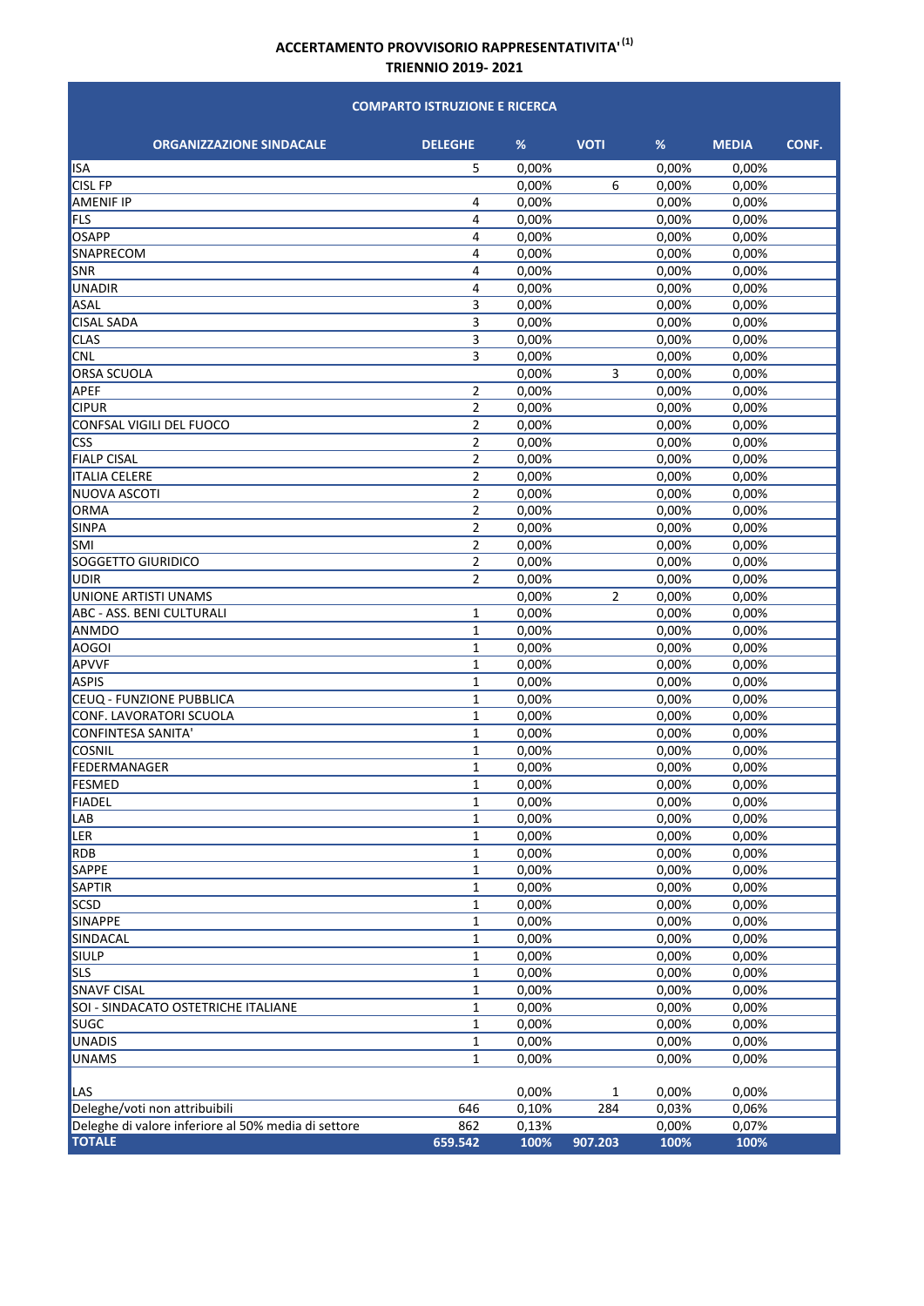**ACCERTAMENTO PROVVISORIO RAPPRESENTATIVITA'[1]**
**TRIENNIO 2019- 2021**

**COMPARTO ISTRUZIONE E RICERCA**

| ORGANIZZAZIONE SINDACALE | DELEGHE | % | VOTI | % | MEDIA | CONF. |
|---|---|---|---|---|---|---|
| ISA | 5 | 0,00% | | 0,00% | 0,00% | |
| CISL FP | | 0,00% | 6 | 0,00% | 0,00% | |
| AMENIF IP | 4 | 0,00% | | 0,00% | 0,00% | |
| FLS | 4 | 0,00% | | 0,00% | 0,00% | |
| OSAPP | 4 | 0,00% | | 0,00% | 0,00% | |
| SNAPRECOM | 4 | 0,00% | | 0,00% | 0,00% | |
| SNR | 4 | 0,00% | | 0,00% | 0,00% | |
| UNADIR | 4 | 0,00% | | 0,00% | 0,00% | |
| ASAL | 3 | 0,00% | | 0,00% | 0,00% | |
| CISAL SADA | 3 | 0,00% | | 0,00% | 0,00% | |
| CLAS | 3 | 0,00% | | 0,00% | 0,00% | |
| CNL | 3 | 0,00% | | 0,00% | 0,00% | |
| ORSA SCUOLA | | 0,00% | 3 | 0,00% | 0,00% | |
| APEF | 2 | 0,00% | | 0,00% | 0,00% | |
| CIPUR | 2 | 0,00% | | 0,00% | 0,00% | |
| CONFSAL VIGILI DEL FUOCO | 2 | 0,00% | | 0,00% | 0,00% | |
| CSS | 2 | 0,00% | | 0,00% | 0,00% | |
| FIALP CISAL | 2 | 0,00% | | 0,00% | 0,00% | |
| ITALIA CELERE | 2 | 0,00% | | 0,00% | 0,00% | |
| NUOVA ASCOTI | 2 | 0,00% | | 0,00% | 0,00% | |
| ORMA | 2 | 0,00% | | 0,00% | 0,00% | |
| SINPA | 2 | 0,00% | | 0,00% | 0,00% | |
| SMI | 2 | 0,00% | | 0,00% | 0,00% | |
| SOGGETTO GIURIDICO | 2 | 0,00% | | 0,00% | 0,00% | |
| UDIR | 2 | 0,00% | | 0,00% | 0,00% | |
| UNIONE ARTISTI UNAMS | | 0,00% | 2 | 0,00% | 0,00% | |
| ABC - ASS. BENI CULTURALI | 1 | 0,00% | | 0,00% | 0,00% | |
| ANMDO | 1 | 0,00% | | 0,00% | 0,00% | |
| AOGOI | 1 | 0,00% | | 0,00% | 0,00% | |
| APVVF | 1 | 0,00% | | 0,00% | 0,00% | |
| ASPIS | 1 | 0,00% | | 0,00% | 0,00% | |
| CEUQ - FUNZIONE PUBBLICA | 1 | 0,00% | | 0,00% | 0,00% | |
| CONF. LAVORATORI SCUOLA | 1 | 0,00% | | 0,00% | 0,00% | |
| CONFINTESA SANITA' | 1 | 0,00% | | 0,00% | 0,00% | |
| COSNIL | 1 | 0,00% | | 0,00% | 0,00% | |
| FEDERMANAGER | 1 | 0,00% | | 0,00% | 0,00% | |
| FESMED | 1 | 0,00% | | 0,00% | 0,00% | |
| FIADEL | 1 | 0,00% | | 0,00% | 0,00% | |
| LAB | 1 | 0,00% | | 0,00% | 0,00% | |
| LER | 1 | 0,00% | | 0,00% | 0,00% | |
| RDB | 1 | 0,00% | | 0,00% | 0,00% | |
| SAPPE | 1 | 0,00% | | 0,00% | 0,00% | |
| SAPTIR | 1 | 0,00% | | 0,00% | 0,00% | |
| SCSD | 1 | 0,00% | | 0,00% | 0,00% | |
| SINAPPE | 1 | 0,00% | | 0,00% | 0,00% | |
| SINDACAL | 1 | 0,00% | | 0,00% | 0,00% | |
| SIULP | 1 | 0,00% | | 0,00% | 0,00% | |
| SLS | 1 | 0,00% | | 0,00% | 0,00% | |
| SNAVF CISAL | 1 | 0,00% | | 0,00% | 0,00% | |
| SOI - SINDACATO OSTETRICHE ITALIANE | 1 | 0,00% | | 0,00% | 0,00% | |
| SUGC | 1 | 0,00% | | 0,00% | 0,00% | |
| UNADIS | 1 | 0,00% | | 0,00% | 0,00% | |
| UNAMS | 1 | 0,00% | | 0,00% | 0,00% | |
| | | | | | | |
| LAS | | 0,00% | 1 | 0,00% | 0,00% | |
| Deleghe/voti non attribuibili | 646 | 0,10% | 284 | 0,03% | 0,06% | |
| Deleghe di valore inferiore al 50% media di settore | 862 | 0,13% | | 0,00% | 0,07% | |
| **TOTALE** | **659.542** | **100%** | **907.203** | **100%** | **100%** | |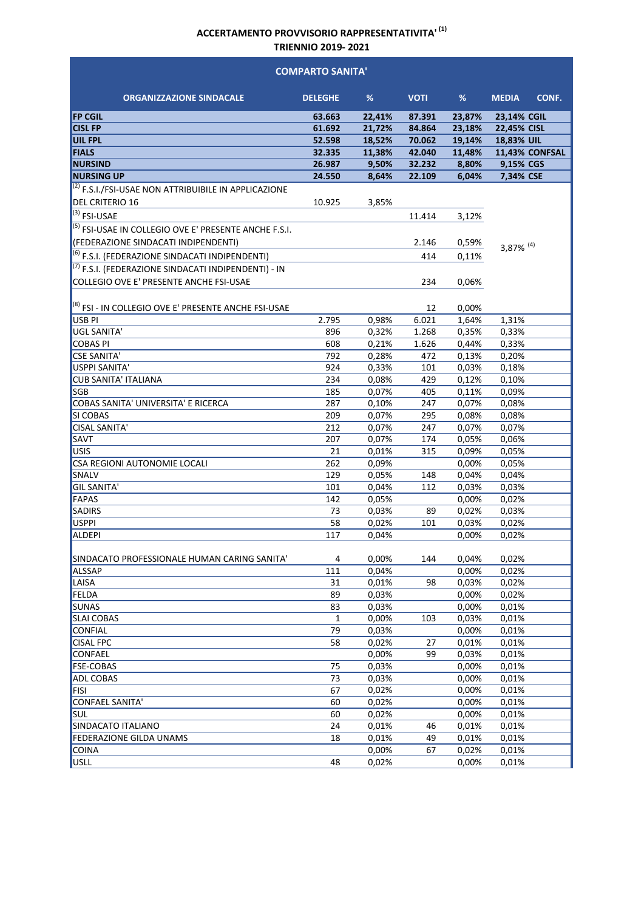**ACCERTAMENTO PROVVISORIO RAPPRESENTATIVITA' [1]**

**TRIENNIO 2019- 2021**

| COMPARTO SANITA' | | | | | | |
|---|---|---|---|---|---|---|
| **ORGANIZZAZIONE SINDACALE** | **DELEGHE** | **%** | **VOTI** | **%** | **MEDIA** | **CONF.** |
| **FP CGIL** | **63.663** | **22,41%** | **87.391** | **23,87%** | **23,14%** | **CGIL** |
| **CISL FP** | **61.692** | **21,72%** | **84.864** | **23,18%** | **22,45%** | **CISL** |
| **UIL FPL** | **52.598** | **18,52%** | **70.062** | **19,14%** | **18,83%** | **UIL** |
| **FIALS** | **32.335** | **11,38%** | **42.040** | **11,48%** | **11,43%** | **CONFSAL** |
| **NURSIND** | **26.987** | **9,50%** | **32.232** | **8,80%** | **9,15%** | **CGS** |
| **NURSING UP** | **24.550** | **8,64%** | **22.109** | **6,04%** | **7,34%** | **CSE** |
| [2] F.S.I./FSI-USAE NON ATTRIBUIBILE IN APPLICAZIONE DEL CRITERIO 16 | 10.925 | 3,85% | | | 3,87% [4] | |
| [3] FSI-USAE | | | 11.414 | 3,12% | | |
| [5] FSI-USAE IN COLLEGIO OVE E' PRESENTE ANCHE F.S.I. (FEDERAZIONE SINDACATI INDIPENDENTI) | | | 2.146 | 0,59% | | |
| [6] F.S.I. (FEDERAZIONE SINDACATI INDIPENDENTI) | | | 414 | 0,11% | | |
| [7] F.S.I. (FEDERAZIONE SINDACATI INDIPENDENTI) - IN COLLEGIO OVE E' PRESENTE ANCHE FSI-USAE | | | 234 | 0,06% | | |
| [8] FSI - IN COLLEGIO OVE E' PRESENTE ANCHE FSI-USAE | | | 12 | 0,00% | | |
| USB PI | 2.795 | 0,98% | 6.021 | 1,64% | 1,31% | |
| UGL SANITA' | 896 | 0,32% | 1.268 | 0,35% | 0,33% | |
| COBAS PI | 608 | 0,21% | 1.626 | 0,44% | 0,33% | |
| CSE SANITA' | 792 | 0,28% | 472 | 0,13% | 0,20% | |
| USPPI SANITA' | 924 | 0,33% | 101 | 0,03% | 0,18% | |
| CUB SANITA' ITALIANA | 234 | 0,08% | 429 | 0,12% | 0,10% | |
| SGB | 185 | 0,07% | 405 | 0,11% | 0,09% | |
| COBAS SANITA' UNIVERSITA' E RICERCA | 287 | 0,10% | 247 | 0,07% | 0,08% | |
| SI COBAS | 209 | 0,07% | 295 | 0,08% | 0,08% | |
| CISAL SANITA' | 212 | 0,07% | 247 | 0,07% | 0,07% | |
| SAVT | 207 | 0,07% | 174 | 0,05% | 0,06% | |
| USIS | 21 | 0,01% | 315 | 0,09% | 0,05% | |
| CSA REGIONI AUTONOMIE LOCALI | 262 | 0,09% | | 0,00% | 0,05% | |
| SNALV | 129 | 0,05% | 148 | 0,04% | 0,04% | |
| GIL SANITA' | 101 | 0,04% | 112 | 0,03% | 0,03% | |
| FAPAS | 142 | 0,05% | | 0,00% | 0,02% | |
| SADIRS | 73 | 0,03% | 89 | 0,02% | 0,03% | |
| USPPI | 58 | 0,02% | 101 | 0,03% | 0,02% | |
| ALDEPI | 117 | 0,04% | | 0,00% | 0,02% | |
| SINDACATO PROFESSIONALE HUMAN CARING SANITA' | 4 | 0,00% | 144 | 0,04% | 0,02% | |
| ALSSAP | 111 | 0,04% | | 0,00% | 0,02% | |
| LAISA | 31 | 0,01% | 98 | 0,03% | 0,02% | |
| FELDA | 89 | 0,03% | | 0,00% | 0,02% | |
| SUNAS | 83 | 0,03% | | 0,00% | 0,01% | |
| SLAI COBAS | 1 | 0,00% | 103 | 0,03% | 0,01% | |
| CONFIAL | 79 | 0,03% | | 0,00% | 0,01% | |
| CISAL FPC | 58 | 0,02% | 27 | 0,01% | 0,01% | |
| CONFAEL | | 0,00% | 99 | 0,03% | 0,01% | |
| FSE-COBAS | 75 | 0,03% | | 0,00% | 0,01% | |
| ADL COBAS | 73 | 0,03% | | 0,00% | 0,01% | |
| FISI | 67 | 0,02% | | 0,00% | 0,01% | |
| CONFAEL SANITA' | 60 | 0,02% | | 0,00% | 0,01% | |
| SUL | 60 | 0,02% | | 0,00% | 0,01% | |
| SINDACATO ITALIANO | 24 | 0,01% | 46 | 0,01% | 0,01% | |
| FEDERAZIONE GILDA UNAMS | 18 | 0,01% | 49 | 0,01% | 0,01% | |
| COINA | | 0,00% | 67 | 0,02% | 0,01% | |
| USLL | 48 | 0,02% | | 0,00% | 0,01% | |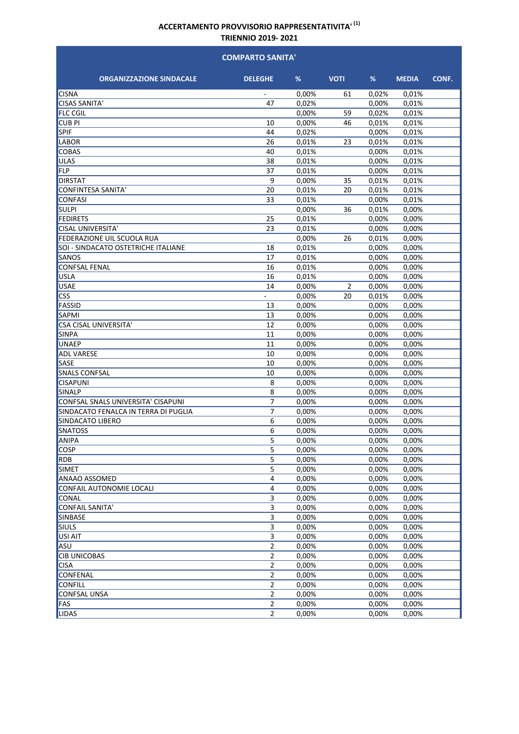**ACCERTAMENTO PROVVISORIO RAPPRESENTATIVITA'** [(1)]
**TRIENNIO 2019- 2021**

**COMPARTO SANITA'**

| ORGANIZZAZIONE SINDACALE | DELEGHE | % | VOTI | % | MEDIA | CONF. |
|---|---|---|---|---|---|---|
| CISNA | - | 0,00% | 61 | 0,02% | 0,01% | |
| CISAS SANITA' | 47 | 0,02% | | 0,00% | 0,01% | |
| FLC CGIL | | 0,00% | 59 | 0,02% | 0,01% | |
| CUB PI | 10 | 0,00% | 46 | 0,01% | 0,01% | |
| SPIF | 44 | 0,02% | | 0,00% | 0,01% | |
| LABOR | 26 | 0,01% | 23 | 0,01% | 0,01% | |
| COBAS | 40 | 0,01% | | 0,00% | 0,01% | |
| ULAS | 38 | 0,01% | | 0,00% | 0,01% | |
| FLP | 37 | 0,01% | | 0,00% | 0,01% | |
| DIRSTAT | 9 | 0,00% | 35 | 0,01% | 0,01% | |
| CONFINTESA SANITA' | 20 | 0,01% | 20 | 0,01% | 0,01% | |
| CONFASI | 33 | 0,01% | | 0,00% | 0,01% | |
| SULPI | | 0,00% | 36 | 0,01% | 0,00% | |
| FEDIRETS | 25 | 0,01% | | 0,00% | 0,00% | |
| CISAL UNIVERSITA' | 23 | 0,01% | | 0,00% | 0,00% | |
| FEDERAZIONE UIL SCUOLA RUA | | 0,00% | 26 | 0,01% | 0,00% | |
| SOI - SINDACATO OSTETRICHE ITALIANE | 18 | 0,01% | | 0,00% | 0,00% | |
| SANOS | 17 | 0,01% | | 0,00% | 0,00% | |
| CONFSAL FENAL | 16 | 0,01% | | 0,00% | 0,00% | |
| USLA | 16 | 0,01% | | 0,00% | 0,00% | |
| USAE | 14 | 0,00% | 2 | 0,00% | 0,00% | |
| CSS | - | 0,00% | 20 | 0,01% | 0,00% | |
| FASSID | 13 | 0,00% | | 0,00% | 0,00% | |
| SAPMI | 13 | 0,00% | | 0,00% | 0,00% | |
| CSA CISAL UNIVERSITA' | 12 | 0,00% | | 0,00% | 0,00% | |
| SINPA | 11 | 0,00% | | 0,00% | 0,00% | |
| UNAEP | 11 | 0,00% | | 0,00% | 0,00% | |
| ADL VARESE | 10 | 0,00% | | 0,00% | 0,00% | |
| SASE | 10 | 0,00% | | 0,00% | 0,00% | |
| SNALS CONFSAL | 10 | 0,00% | | 0,00% | 0,00% | |
| CISAPUNI | 8 | 0,00% | | 0,00% | 0,00% | |
| SINALP | 8 | 0,00% | | 0,00% | 0,00% | |
| CONFSAL SNALS UNIVERSITA' CISAPUNI | 7 | 0,00% | | 0,00% | 0,00% | |
| SINDACATO FENALCA IN TERRA DI PUGLIA | 7 | 0,00% | | 0,00% | 0,00% | |
| SINDACATO LIBERO | 6 | 0,00% | | 0,00% | 0,00% | |
| SNATOSS | 6 | 0,00% | | 0,00% | 0,00% | |
| ANIPA | 5 | 0,00% | | 0,00% | 0,00% | |
| COSP | 5 | 0,00% | | 0,00% | 0,00% | |
| RDB | 5 | 0,00% | | 0,00% | 0,00% | |
| SIMET | 5 | 0,00% | | 0,00% | 0,00% | |
| ANAAO ASSOMED | 4 | 0,00% | | 0,00% | 0,00% | |
| CONFAIL AUTONOMIE LOCALI | 4 | 0,00% | | 0,00% | 0,00% | |
| CONAL | 3 | 0,00% | | 0,00% | 0,00% | |
| CONFAIL SANITA' | 3 | 0,00% | | 0,00% | 0,00% | |
| SINBASE | 3 | 0,00% | | 0,00% | 0,00% | |
| SIULS | 3 | 0,00% | | 0,00% | 0,00% | |
| USI AIT | 3 | 0,00% | | 0,00% | 0,00% | |
| ASU | 2 | 0,00% | | 0,00% | 0,00% | |
| CIB UNICOBAS | 2 | 0,00% | | 0,00% | 0,00% | |
| CISA | 2 | 0,00% | | 0,00% | 0,00% | |
| CONFENAL | 2 | 0,00% | | 0,00% | 0,00% | |
| CONFILL | 2 | 0,00% | | 0,00% | 0,00% | |
| CONFSAL UNSA | 2 | 0,00% | | 0,00% | 0,00% | |
| FAS | 2 | 0,00% | | 0,00% | 0,00% | |
| LIDAS | 2 | 0,00% | | 0,00% | 0,00% | |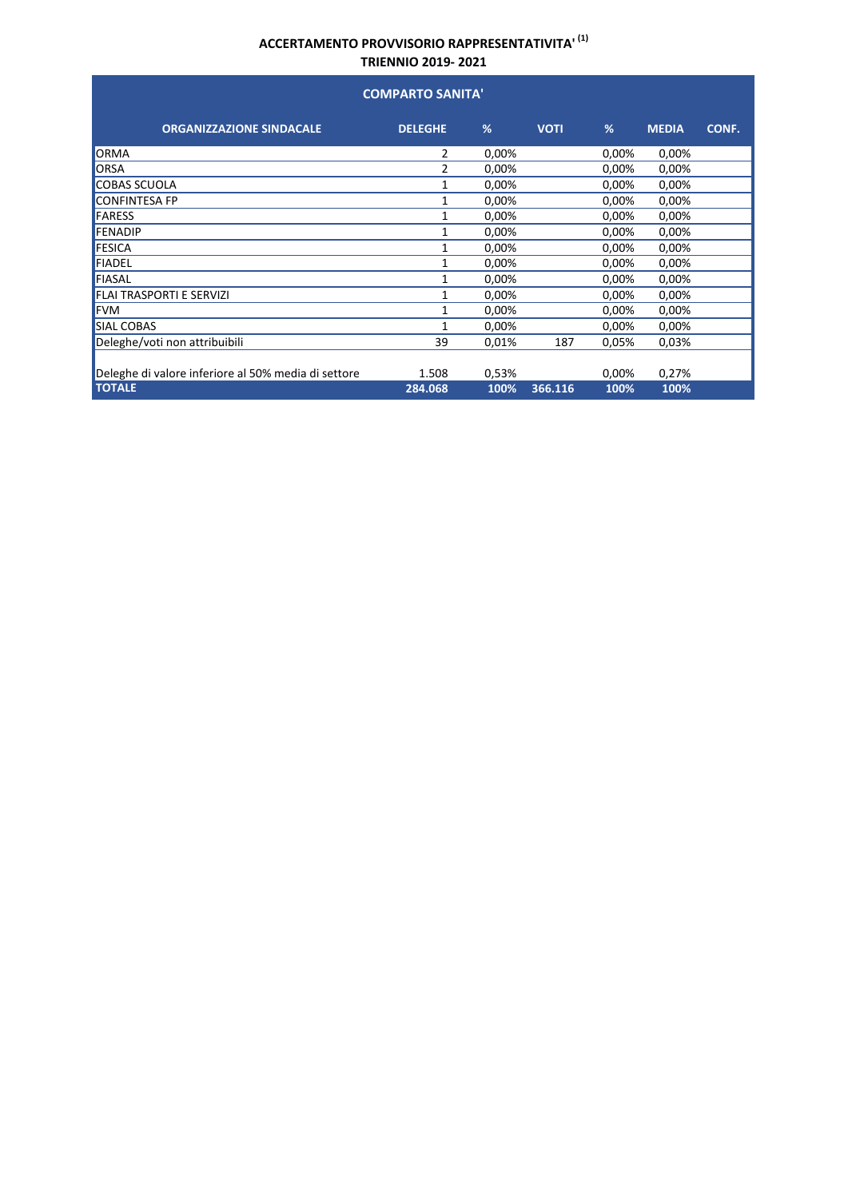**ACCERTAMENTO PROVVISORIO RAPPRESENTATIVITA' (1)**
**TRIENNIO 2019- 2021**

| COMPARTO SANITA' | | | | | | |
|---|---|---|---|---|---|---|
| **ORGANIZZAZIONE SINDACALE** | **DELEGHE** | **%** | **VOTI** | **%** | **MEDIA** | **CONF.** |
| ORMA | 2 | 0,00% | | 0,00% | 0,00% | |
| ORSA | 2 | 0,00% | | 0,00% | 0,00% | |
| COBAS SCUOLA | 1 | 0,00% | | 0,00% | 0,00% | |
| CONFINTESA FP | 1 | 0,00% | | 0,00% | 0,00% | |
| FARESS | 1 | 0,00% | | 0,00% | 0,00% | |
| FENADIP | 1 | 0,00% | | 0,00% | 0,00% | |
| FESICA | 1 | 0,00% | | 0,00% | 0,00% | |
| FIADEL | 1 | 0,00% | | 0,00% | 0,00% | |
| FIASAL | 1 | 0,00% | | 0,00% | 0,00% | |
| FLAI TRASPORTI E SERVIZI | 1 | 0,00% | | 0,00% | 0,00% | |
| FVM | 1 | 0,00% | | 0,00% | 0,00% | |
| SIAL COBAS | 1 | 0,00% | | 0,00% | 0,00% | |
| Deleghe/voti non attribuibili | 39 | 0,01% | 187 | 0,05% | 0,03% | |
| Deleghe di valore inferiore al 50% media di settore | 1.508 | 0,53% | | 0,00% | 0,27% | |
| **TOTALE** | **284.068** | **100%** | **366.116** | **100%** | **100%** | |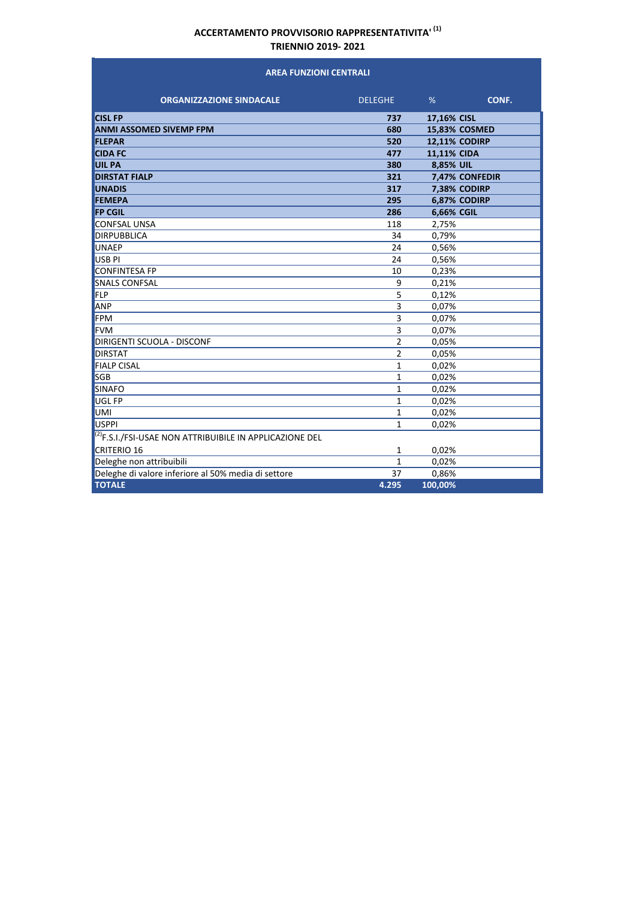**ACCERTAMENTO PROVVISORIO RAPPRESENTATIVITA'** [1]
**TRIENNIO 2019- 2021**

| AREA FUNZIONI CENTRALI | | | |
|---|---|---|---|
| **ORGANIZZAZIONE SINDACALE** | **DELEGHE** | **%** | **CONF.** |
| **CISL FP** | **737** | **17,16%** | **CISL** |
| **ANMI ASSOMED SIVEMP FPM** | **680** | **15,83%** | **COSMED** |
| **FLEPAR** | **520** | **12,11%** | **CODIRP** |
| **CIDA FC** | **477** | **11,11%** | **CIDA** |
| **UIL PA** | **380** | **8,85%** | **UIL** |
| **DIRSTAT FIALP** | **321** | **7,47%** | **CONFEDIR** |
| **UNADIS** | **317** | **7,38%** | **CODIRP** |
| **FEMEPA** | **295** | **6,87%** | **CODIRP** |
| **FP CGIL** | **286** | **6,66%** | **CGIL** |
| CONFSAL UNSA | 118 | 2,75% | |
| DIRPUBBLICA | 34 | 0,79% | |
| UNAEP | 24 | 0,56% | |
| USB PI | 24 | 0,56% | |
| CONFINTESA FP | 10 | 0,23% | |
| SNALS CONFSAL | 9 | 0,21% | |
| FLP | 5 | 0,12% | |
| ANP | 3 | 0,07% | |
| FPM | 3 | 0,07% | |
| FVM | 3 | 0,07% | |
| DIRIGENTI SCUOLA - DISCONF | 2 | 0,05% | |
| DIRSTAT | 2 | 0,05% | |
| FIALP CISAL | 1 | 0,02% | |
| SGB | 1 | 0,02% | |
| SINAFO | 1 | 0,02% | |
| UGL FP | 1 | 0,02% | |
| UMI | 1 | 0,02% | |
| USPPI | 1 | 0,02% | |
| [2] F.S.I./FSI-USAE NON ATTRIBUIBILE IN APPLICAZIONE DEL CRITERIO 16 | 1 | 0,02% | |
| Deleghe non attribuibili | 1 | 0,02% | |
| Deleghe di valore inferiore al 50% media di settore | 37 | 0,86% | |
| **TOTALE** | **4.295** | **100,00%** | |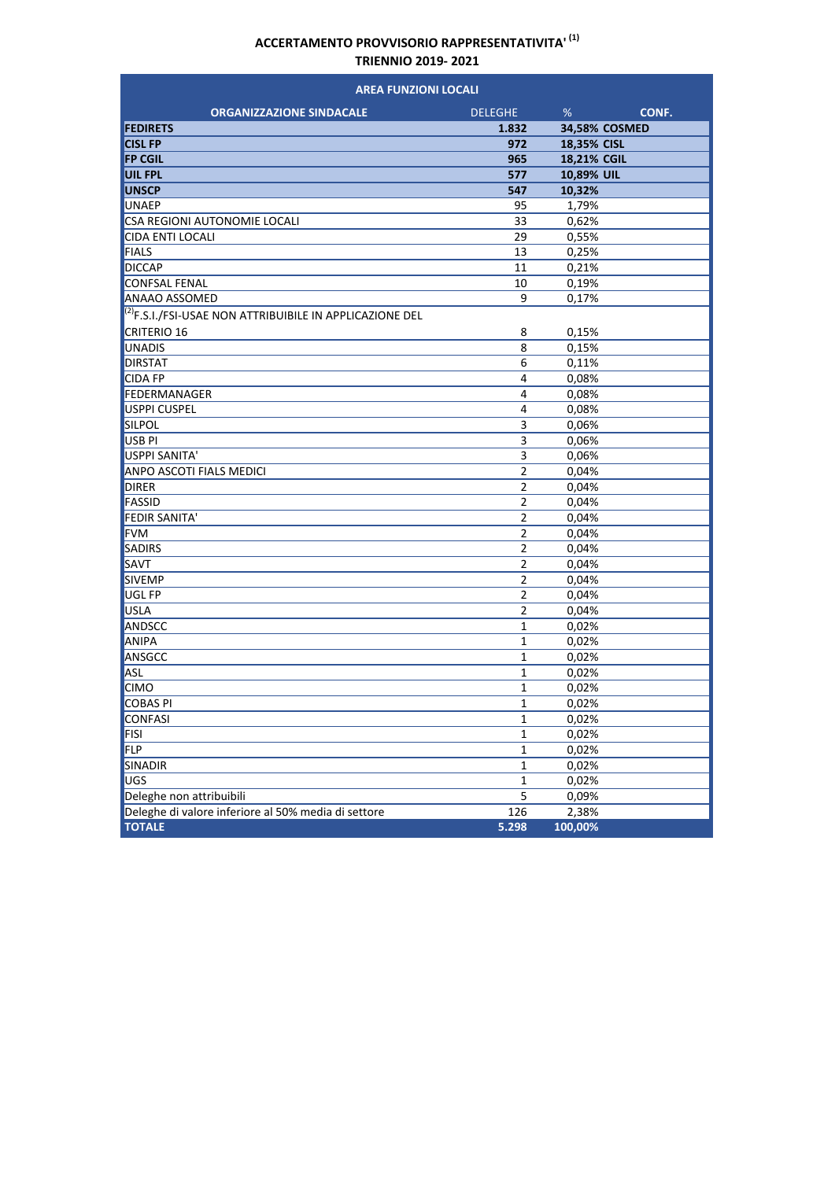**ACCERTAMENTO PROVVISORIO RAPPRESENTATIVITA'** [1]
**TRIENNIO 2019- 2021**

| AREA FUNZIONI LOCALI | | | |
|---|---|---|---|
| **ORGANIZZAZIONE SINDACALE** | **DELEGHE** | **%** | **CONF.** |
| **FEDIRETS** | **1.832** | **34,58%** | **COSMED** |
| **CISL FP** | **972** | **18,35%** | **CISL** |
| **FP CGIL** | **965** | **18,21%** | **CGIL** |
| **UIL FPL** | **577** | **10,89%** | **UIL** |
| **UNSCP** | **547** | **10,32%** | |
| UNAEP | 95 | 1,79% | |
| CSA REGIONI AUTONOMIE LOCALI | 33 | 0,62% | |
| CIDA ENTI LOCALI | 29 | 0,55% | |
| FIALS | 13 | 0,25% | |
| DICCAP | 11 | 0,21% | |
| CONFSAL FENAL | 10 | 0,19% | |
| ANAAO ASSOMED | 9 | 0,17% | |
| [2]F.S.I./FSI-USAE NON ATTRIBUIBILE IN APPLICAZIONE DEL CRITERIO 16 | 8 | 0,15% | |
| UNADIS | 8 | 0,15% | |
| DIRSTAT | 6 | 0,11% | |
| CIDA FP | 4 | 0,08% | |
| FEDERMANAGER | 4 | 0,08% | |
| USPPI CUSPEL | 4 | 0,08% | |
| SILPOL | 3 | 0,06% | |
| USB PI | 3 | 0,06% | |
| USPPI SANITA' | 3 | 0,06% | |
| ANPO ASCOTI FIALS MEDICI | 2 | 0,04% | |
| DIRER | 2 | 0,04% | |
| FASSID | 2 | 0,04% | |
| FEDIR SANITA' | 2 | 0,04% | |
| FVM | 2 | 0,04% | |
| SADIRS | 2 | 0,04% | |
| SAVT | 2 | 0,04% | |
| SIVEMP | 2 | 0,04% | |
| UGL FP | 2 | 0,04% | |
| USLA | 2 | 0,04% | |
| ANDSCC | 1 | 0,02% | |
| ANIPA | 1 | 0,02% | |
| ANSGCC | 1 | 0,02% | |
| ASL | 1 | 0,02% | |
| CIMO | 1 | 0,02% | |
| COBAS PI | 1 | 0,02% | |
| CONFASI | 1 | 0,02% | |
| FISI | 1 | 0,02% | |
| FLP | 1 | 0,02% | |
| SINADIR | 1 | 0,02% | |
| UGS | 1 | 0,02% | |
| Deleghe non attribuibili | 5 | 0,09% | |
| Deleghe di valore inferiore al 50% media di settore | 126 | 2,38% | |
| **TOTALE** | **5.298** | **100,00%** | |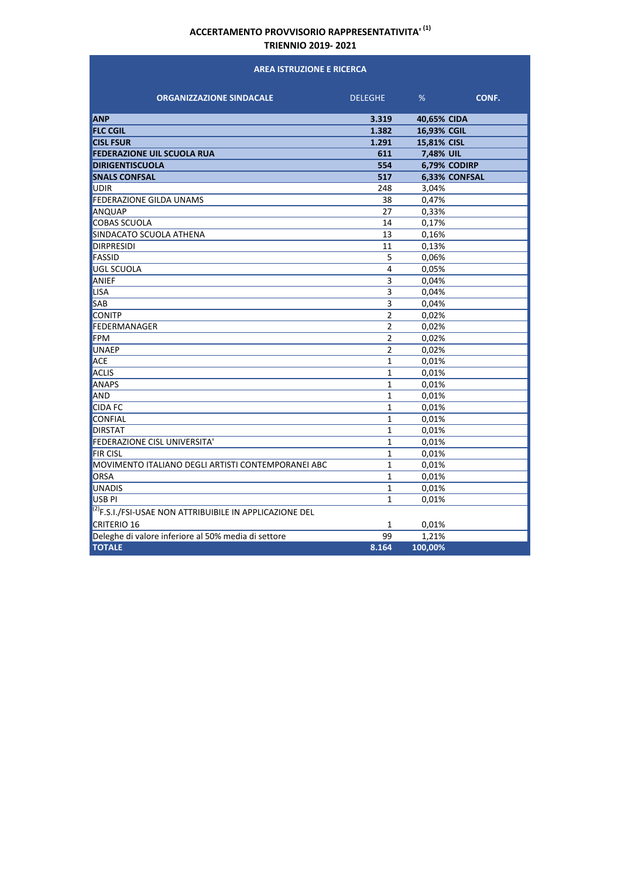**ACCERTAMENTO PROVVISORIO RAPPRESENTATIVITA' [1]**

**TRIENNIO 2019- 2021**

| AREA ISTRUZIONE E RICERCA | | | |
|---|---|---|---|
| **ORGANIZZAZIONE SINDACALE** | DELEGHE | % | **CONF.** |
| **ANP** | **3.319** | **40,65%** | **CIDA** |
| **FLC CGIL** | **1.382** | **16,93%** | **CGIL** |
| **CISL FSUR** | **1.291** | **15,81%** | **CISL** |
| **FEDERAZIONE UIL SCUOLA RUA** | **611** | **7,48%** | **UIL** |
| **DIRIGENTISCUOLA** | **554** | **6,79%** | **CODIRP** |
| **SNALS CONFSAL** | **517** | **6,33%** | **CONFSAL** |
| UDIR | 248 | 3,04% | |
| FEDERAZIONE GILDA UNAMS | 38 | 0,47% | |
| ANQUAP | 27 | 0,33% | |
| COBAS SCUOLA | 14 | 0,17% | |
| SINDACATO SCUOLA ATHENA | 13 | 0,16% | |
| DIRPRESIDI | 11 | 0,13% | |
| FASSID | 5 | 0,06% | |
| UGL SCUOLA | 4 | 0,05% | |
| ANIEF | 3 | 0,04% | |
| LISA | 3 | 0,04% | |
| SAB | 3 | 0,04% | |
| CONITP | 2 | 0,02% | |
| FEDERMANAGER | 2 | 0,02% | |
| FPM | 2 | 0,02% | |
| UNAEP | 2 | 0,02% | |
| ACE | 1 | 0,01% | |
| ACLIS | 1 | 0,01% | |
| ANAPS | 1 | 0,01% | |
| AND | 1 | 0,01% | |
| CIDA FC | 1 | 0,01% | |
| CONFIAL | 1 | 0,01% | |
| DIRSTAT | 1 | 0,01% | |
| FEDERAZIONE CISL UNIVERSITA' | 1 | 0,01% | |
| FIR CISL | 1 | 0,01% | |
| MOVIMENTO ITALIANO DEGLI ARTISTI CONTEMPORANEI ABC | 1 | 0,01% | |
| ORSA | 1 | 0,01% | |
| UNADIS | 1 | 0,01% | |
| USB PI | 1 | 0,01% | |
| [2]F.S.I./FSI-USAE NON ATTRIBUIBILE IN APPLICAZIONE DEL CRITERIO 16 | 1 | 0,01% | |
| Deleghe di valore inferiore al 50% media di settore | 99 | 1,21% | |
| **TOTALE** | **8.164** | **100,00%** | |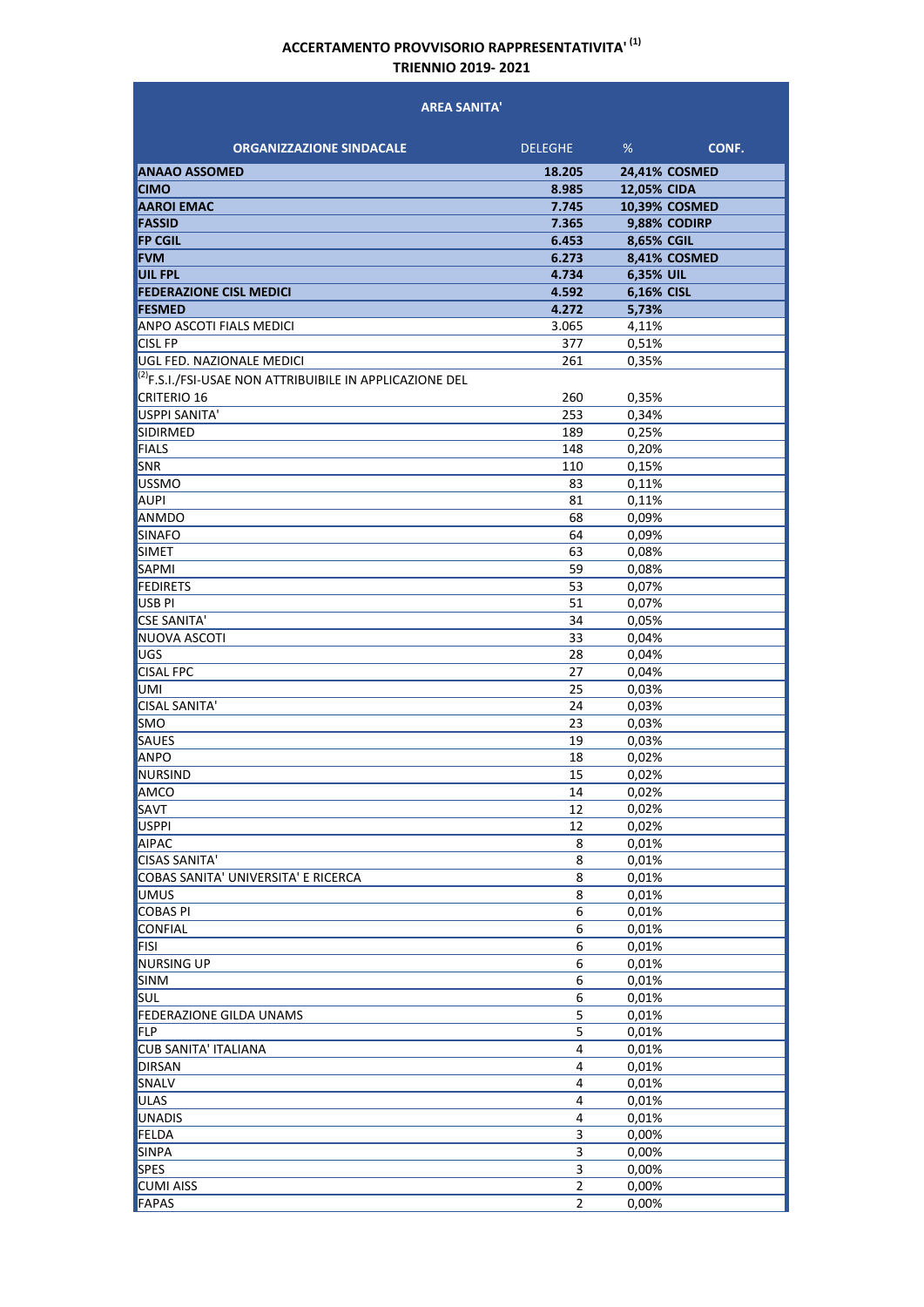**ACCERTAMENTO PROVVISORIO RAPPRESENTATIVITA'** [(1)]
**TRIENNIO 2019- 2021**

| AREA SANITA' | | | |
|---|---|---|---|
| **ORGANIZZAZIONE SINDACALE** | DELEGHE | % | **CONF.** |
| **ANAAO ASSOMED** | **18.205** | **24,41%** | **COSMED** |
| **CIMO** | **8.985** | **12,05%** | **CIDA** |
| **AAROI EMAC** | **7.745** | **10,39%** | **COSMED** |
| **FASSID** | **7.365** | **9,88%** | **CODIRP** |
| **FP CGIL** | **6.453** | **8,65%** | **CGIL** |
| **FVM** | **6.273** | **8,41%** | **COSMED** |
| **UIL FPL** | **4.734** | **6,35%** | **UIL** |
| **FEDERAZIONE CISL MEDICI** | **4.592** | **6,16%** | **CISL** |
| **FESMED** | **4.272** | **5,73%** | |
| ANPO ASCOTI FIALS MEDICI | 3.065 | 4,11% | |
| CISL FP | 377 | 0,51% | |
| UGL FED. NAZIONALE MEDICI | 261 | 0,35% | |
| [(2)]F.S.I./FSI-USAE NON ATTRIBUIBILE IN APPLICAZIONE DEL CRITERIO 16 | 260 | 0,35% | |
| USPPI SANITA' | 253 | 0,34% | |
| SIDIRMED | 189 | 0,25% | |
| FIALS | 148 | 0,20% | |
| SNR | 110 | 0,15% | |
| USSMO | 83 | 0,11% | |
| AUPI | 81 | 0,11% | |
| ANMDO | 68 | 0,09% | |
| SINAFO | 64 | 0,09% | |
| SIMET | 63 | 0,08% | |
| SAPMI | 59 | 0,08% | |
| FEDIRETS | 53 | 0,07% | |
| USB PI | 51 | 0,07% | |
| CSE SANITA' | 34 | 0,05% | |
| NUOVA ASCOTI | 33 | 0,04% | |
| UGS | 28 | 0,04% | |
| CISAL FPC | 27 | 0,04% | |
| UMI | 25 | 0,03% | |
| CISAL SANITA' | 24 | 0,03% | |
| SMO | 23 | 0,03% | |
| SAUES | 19 | 0,03% | |
| ANPO | 18 | 0,02% | |
| NURSIND | 15 | 0,02% | |
| AMCO | 14 | 0,02% | |
| SAVT | 12 | 0,02% | |
| USPPI | 12 | 0,02% | |
| AIPAC | 8 | 0,01% | |
| CISAS SANITA' | 8 | 0,01% | |
| COBAS SANITA' UNIVERSITA' E RICERCA | 8 | 0,01% | |
| UMUS | 8 | 0,01% | |
| COBAS PI | 6 | 0,01% | |
| CONFIAL | 6 | 0,01% | |
| FISI | 6 | 0,01% | |
| NURSING UP | 6 | 0,01% | |
| SINM | 6 | 0,01% | |
| SUL | 6 | 0,01% | |
| FEDERAZIONE GILDA UNAMS | 5 | 0,01% | |
| FLP | 5 | 0,01% | |
| CUB SANITA' ITALIANA | 4 | 0,01% | |
| DIRSAN | 4 | 0,01% | |
| SNALV | 4 | 0,01% | |
| ULAS | 4 | 0,01% | |
| UNADIS | 4 | 0,01% | |
| FELDA | 3 | 0,00% | |
| SINPA | 3 | 0,00% | |
| SPES | 3 | 0,00% | |
| CUMI AISS | 2 | 0,00% | |
| FAPAS | 2 | 0,00% | |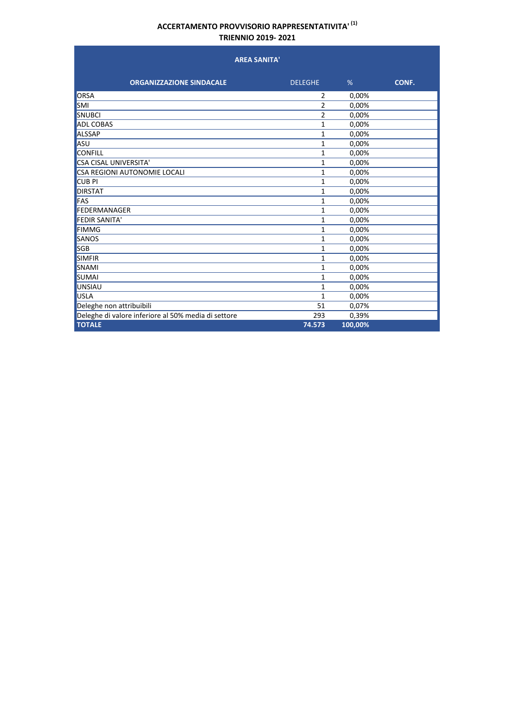**ACCERTAMENTO PROVVISORIO RAPPRESENTATIVITA'** (1)
**TRIENNIO 2019- 2021**

| AREA SANITA' | | | |
|---|---|---|---|
| **ORGANIZZAZIONE SINDACALE** | DELEGHE | % | **CONF.** |
| ORSA | 2 | 0,00% | |
| SMI | 2 | 0,00% | |
| SNUBCI | 2 | 0,00% | |
| ADL COBAS | 1 | 0,00% | |
| ALSSAP | 1 | 0,00% | |
| ASU | 1 | 0,00% | |
| CONFILL | 1 | 0,00% | |
| CSA CISAL UNIVERSITA' | 1 | 0,00% | |
| CSA REGIONI AUTONOMIE LOCALI | 1 | 0,00% | |
| CUB PI | 1 | 0,00% | |
| DIRSTAT | 1 | 0,00% | |
| FAS | 1 | 0,00% | |
| FEDERMANAGER | 1 | 0,00% | |
| FEDIR SANITA' | 1 | 0,00% | |
| FIMMG | 1 | 0,00% | |
| SANOS | 1 | 0,00% | |
| SGB | 1 | 0,00% | |
| SIMFIR | 1 | 0,00% | |
| SNAMI | 1 | 0,00% | |
| SUMAI | 1 | 0,00% | |
| UNSIAU | 1 | 0,00% | |
| USLA | 1 | 0,00% | |
| Deleghe non attribuibili | 51 | 0,07% | |
| Deleghe di valore inferiore al 50% media di settore | 293 | 0,39% | |
| **TOTALE** | **74.573** | **100,00%** | |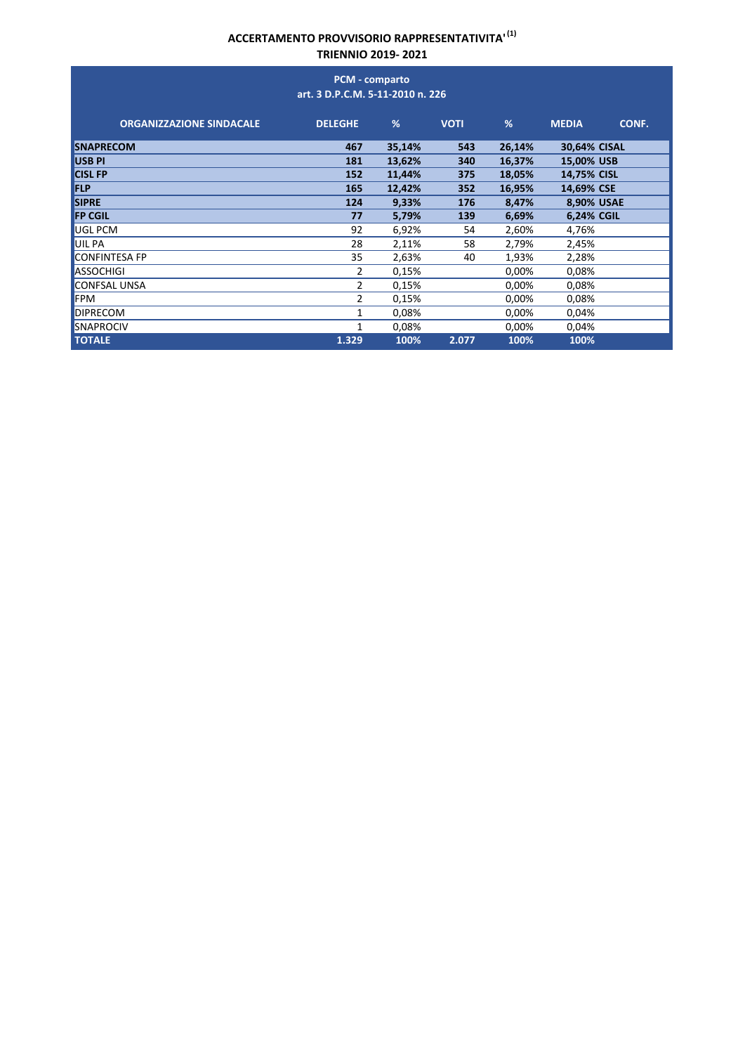## ACCERTAMENTO PROVVISORIO RAPPRESENTATIVITA' (1)
## TRIENNIO 2019- 2021

| PCM - comparto art. 3 D.P.C.M. 5-11-2010 n. 226 | | | | | | |
|---|---|---|---|---|---|---|
| **ORGANIZZAZIONE SINDACALE** | **DELEGHE** | **%** | **VOTI** | **%** | **MEDIA** | **CONF.** |
| **SNAPRECOM** | **467** | **35,14%** | **543** | **26,14%** | **30,64%** | **CISAL** |
| **USB PI** | **181** | **13,62%** | **340** | **16,37%** | **15,00%** | **USB** |
| **CISL FP** | **152** | **11,44%** | **375** | **18,05%** | **14,75%** | **CISL** |
| **FLP** | **165** | **12,42%** | **352** | **16,95%** | **14,69%** | **CSE** |
| **SIPRE** | **124** | **9,33%** | **176** | **8,47%** | **8,90%** | **USAE** |
| **FP CGIL** | **77** | **5,79%** | **139** | **6,69%** | **6,24%** | **CGIL** |
| UGL PCM | 92 | 6,92% | 54 | 2,60% | 4,76% | |
| UIL PA | 28 | 2,11% | 58 | 2,79% | 2,45% | |
| CONFINTESA FP | 35 | 2,63% | 40 | 1,93% | 2,28% | |
| ASSOCHIGI | 2 | 0,15% | | 0,00% | 0,08% | |
| CONFSAL UNSA | 2 | 0,15% | | 0,00% | 0,08% | |
| FPM | 2 | 0,15% | | 0,00% | 0,08% | |
| DIPRECOM | 1 | 0,08% | | 0,00% | 0,04% | |
| SNAPROCIV | 1 | 0,08% | | 0,00% | 0,04% | |
| **TOTALE** | **1.329** | **100%** | **2.077** | **100%** | **100%** | |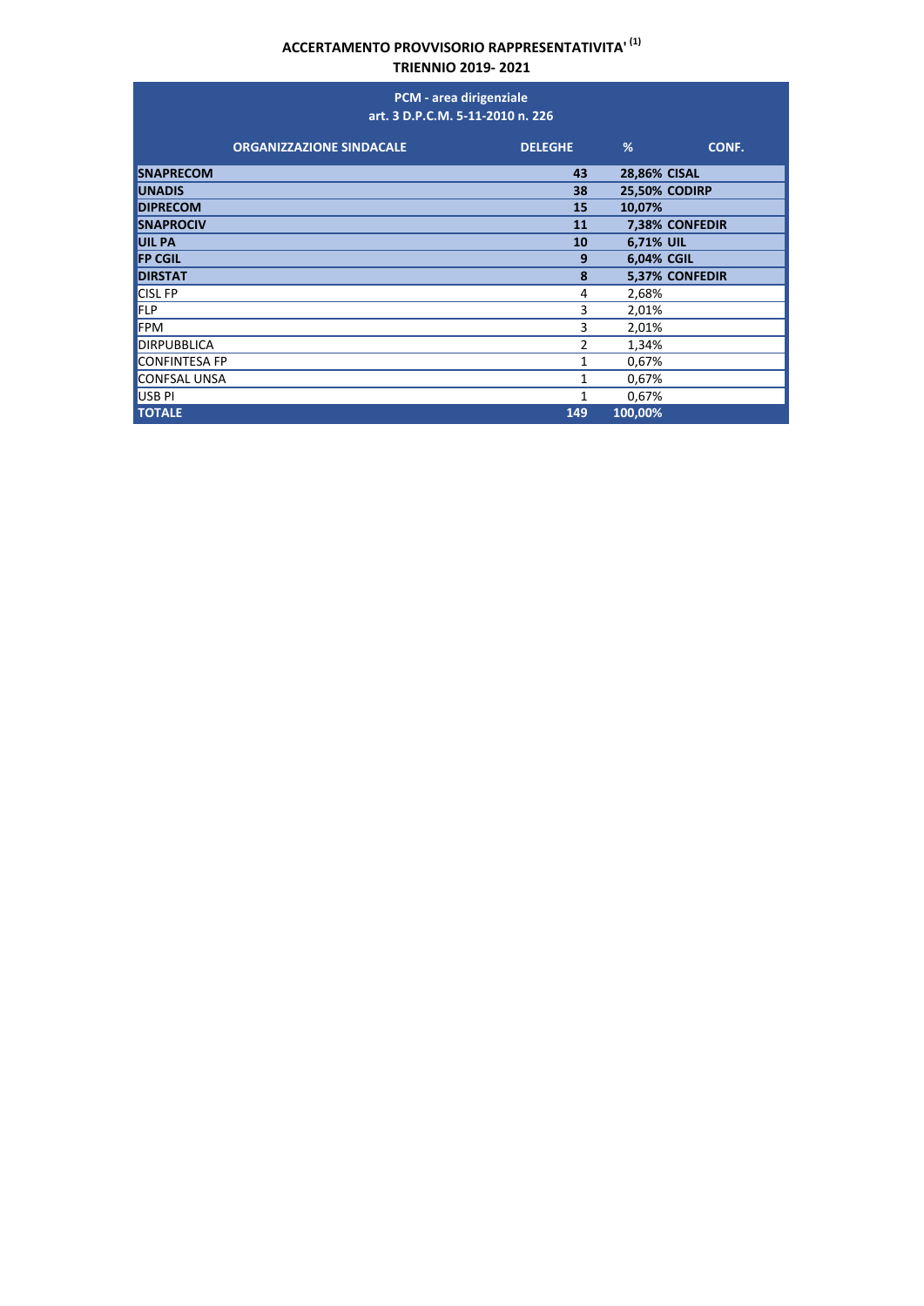# ACCERTAMENTO PROVVISORIO RAPPRESENTATIVITA' [1]

## TRIENNIO 2019- 2021

| PCM - area dirigenziale art. 3 D.P.C.M. 5-11-2010 n. 226 | | | |
|---|---|---|---|
| **ORGANIZZAZIONE SINDACALE** | **DELEGHE** | **%** | **CONF.** |
| **SNAPRECOM** | **43** | **28,86%** | **CISAL** |
| **UNADIS** | **38** | **25,50%** | **CODIRP** |
| **DIPRECOM** | **15** | **10,07%** | |
| **SNAPROCIV** | **11** | **7,38%** | **CONFEDIR** |
| **UIL PA** | **10** | **6,71%** | **UIL** |
| **FP CGIL** | **9** | **6,04%** | **CGIL** |
| **DIRSTAT** | **8** | **5,37%** | **CONFEDIR** |
| CISL FP | 4 | 2,68% | |
| FLP | 3 | 2,01% | |
| FPM | 3 | 2,01% | |
| DIRPUBBLICA | 2 | 1,34% | |
| CONFINTESA FP | 1 | 0,67% | |
| CONFSAL UNSA | 1 | 0,67% | |
| USB PI | 1 | 0,67% | |
| **TOTALE** | **149** | **100,00%** | |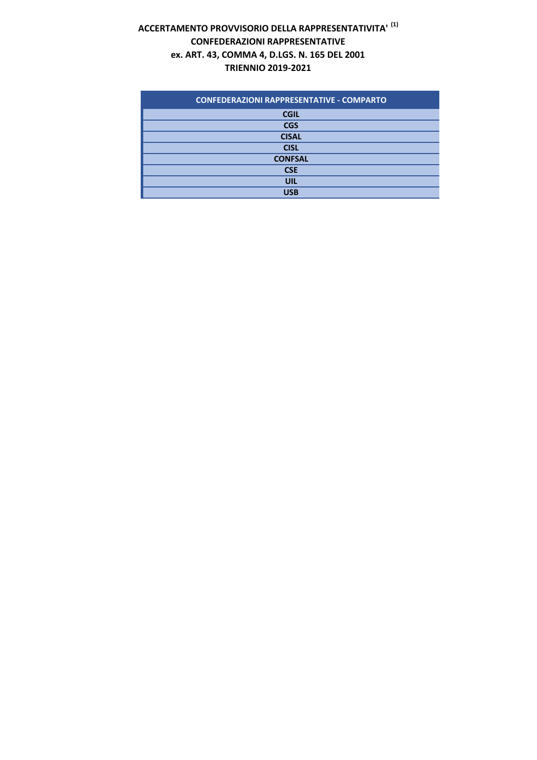**ACCERTAMENTO PROVVISORIO DELLA RAPPRESENTATIVITA'** [(1)]
**CONFEDERAZIONI RAPPRESENTATIVE**
**ex. ART. 43, COMMA 4, D.LGS. N. 165 DEL 2001**
**TRIENNIO 2019-2021**

| CONFEDERAZIONI RAPPRESENTATIVE - COMPARTO |
|---|
| CGIL |
| CGS |
| CISAL |
| CISL |
| CONFSAL |
| CSE |
| UIL |
| USB |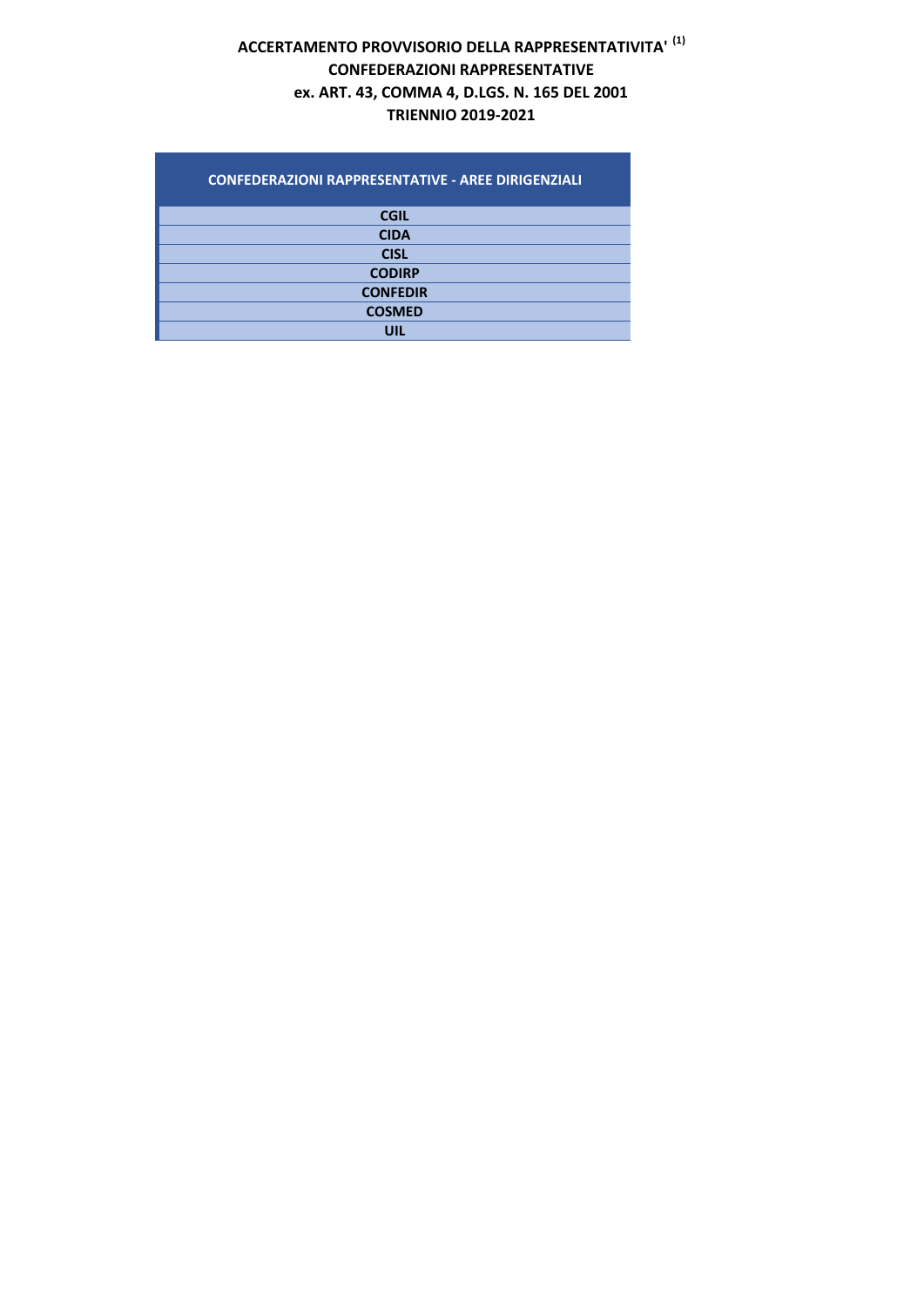**ACCERTAMENTO PROVVISORIO DELLA RAPPRESENTATIVITA' [1]**
**CONFEDERAZIONI RAPPRESENTATIVE**
**ex. ART. 43, COMMA 4, D.LGS. N. 165 DEL 2001**
**TRIENNIO 2019-2021**

| CONFEDERAZIONI RAPPRESENTATIVE - AREE DIRIGENZIALI |
|---|
| CGIL |
| CIDA |
| CISL |
| CODIRP |
| CONFEDIR |
| COSMED |
| UIL |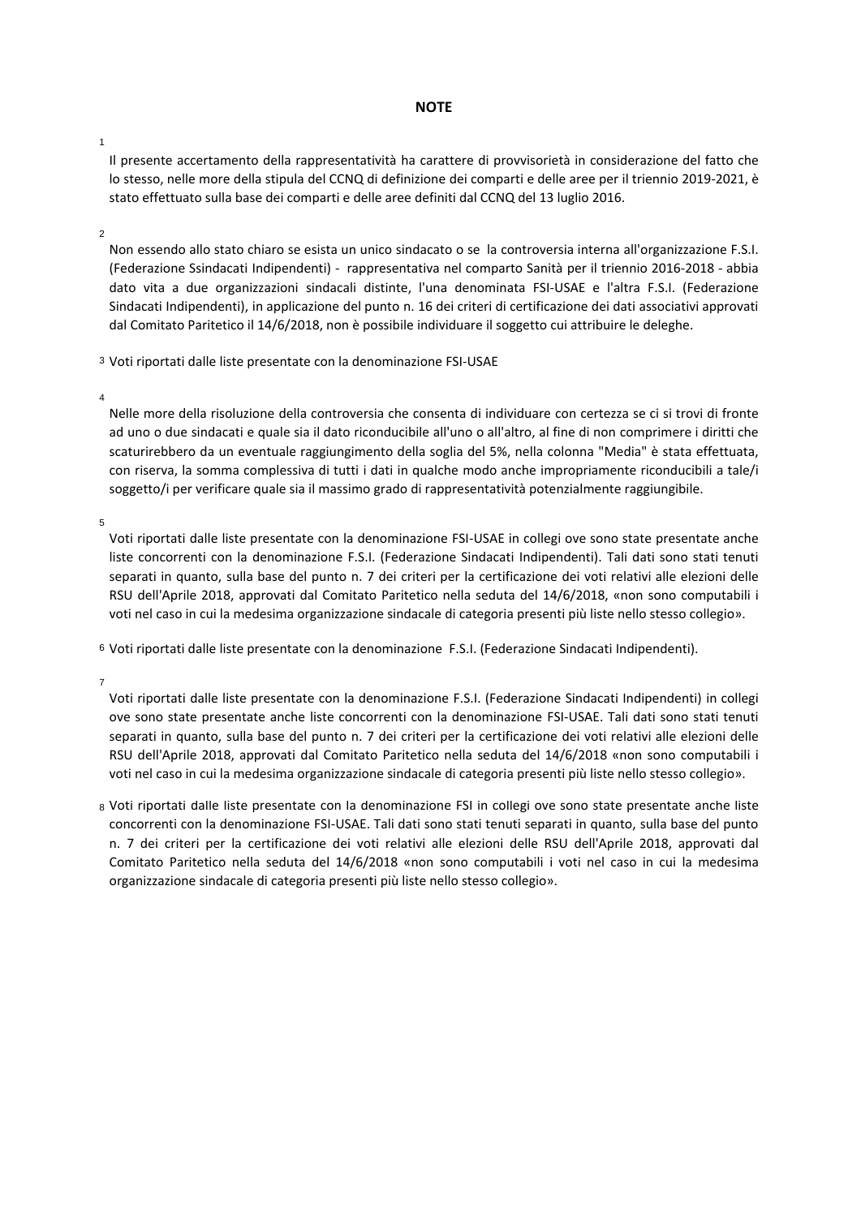**NOTE**

[1] Il presente accertamento della rappresentatività ha carattere di provvisorietà in considerazione del fatto che lo stesso, nelle more della stipula del CCNQ di definizione dei comparti e delle aree per il triennio 2019-2021, è stato effettuato sulla base dei comparti e delle aree definiti dal CCNQ del 13 luglio 2016.

[2] Non essendo allo stato chiaro se esista un unico sindacato o se la controversia interna all'organizzazione F.S.I. (Federazione Ssindacati Indipendenti) - rappresentativa nel comparto Sanità per il triennio 2016-2018 - abbia dato vita a due organizzazioni sindacali distinte, l'una denominata FSI-USAE e l'altra F.S.I. (Federazione Sindacati Indipendenti), in applicazione del punto n. 16 dei criteri di certificazione dei dati associativi approvati dal Comitato Paritetico il 14/6/2018, non è possibile individuare il soggetto cui attribuire le deleghe.

[3] Voti riportati dalle liste presentate con la denominazione FSI-USAE

[4] Nelle more della risoluzione della controversia che consenta di individuare con certezza se ci si trovi di fronte ad uno o due sindacati e quale sia il dato riconducibile all'uno o all'altro, al fine di non comprimere i diritti che scaturirebbero da un eventuale raggiungimento della soglia del 5%, nella colonna "Media" è stata effettuata, con riserva, la somma complessiva di tutti i dati in qualche modo anche impropriamente riconducibili a tale/i soggetto/i per verificare quale sia il massimo grado di rappresentatività potenzialmente raggiungibile.

[5] Voti riportati dalle liste presentate con la denominazione FSI-USAE in collegi ove sono state presentate anche liste concorrenti con la denominazione F.S.I. (Federazione Sindacati Indipendenti). Tali dati sono stati tenuti separati in quanto, sulla base del punto n. 7 dei criteri per la certificazione dei voti relativi alle elezioni delle RSU dell'Aprile 2018, approvati dal Comitato Paritetico nella seduta del 14/6/2018, «non sono computabili i voti nel caso in cui la medesima organizzazione sindacale di categoria presenti più liste nello stesso collegio».

[6] Voti riportati dalle liste presentate con la denominazione F.S.I. (Federazione Sindacati Indipendenti).

[7] Voti riportati dalle liste presentate con la denominazione F.S.I. (Federazione Sindacati Indipendenti) in collegi ove sono state presentate anche liste concorrenti con la denominazione FSI-USAE. Tali dati sono stati tenuti separati in quanto, sulla base del punto n. 7 dei criteri per la certificazione dei voti relativi alle elezioni delle RSU dell'Aprile 2018, approvati dal Comitato Paritetico nella seduta del 14/6/2018 «non sono computabili i voti nel caso in cui la medesima organizzazione sindacale di categoria presenti più liste nello stesso collegio».

[8] Voti riportati dalle liste presentate con la denominazione FSI in collegi ove sono state presentate anche liste concorrenti con la denominazione FSI-USAE. Tali dati sono stati tenuti separati in quanto, sulla base del punto n. 7 dei criteri per la certificazione dei voti relativi alle elezioni delle RSU dell'Aprile 2018, approvati dal Comitato Paritetico nella seduta del 14/6/2018 «non sono computabili i voti nel caso in cui la medesima organizzazione sindacale di categoria presenti più liste nello stesso collegio».